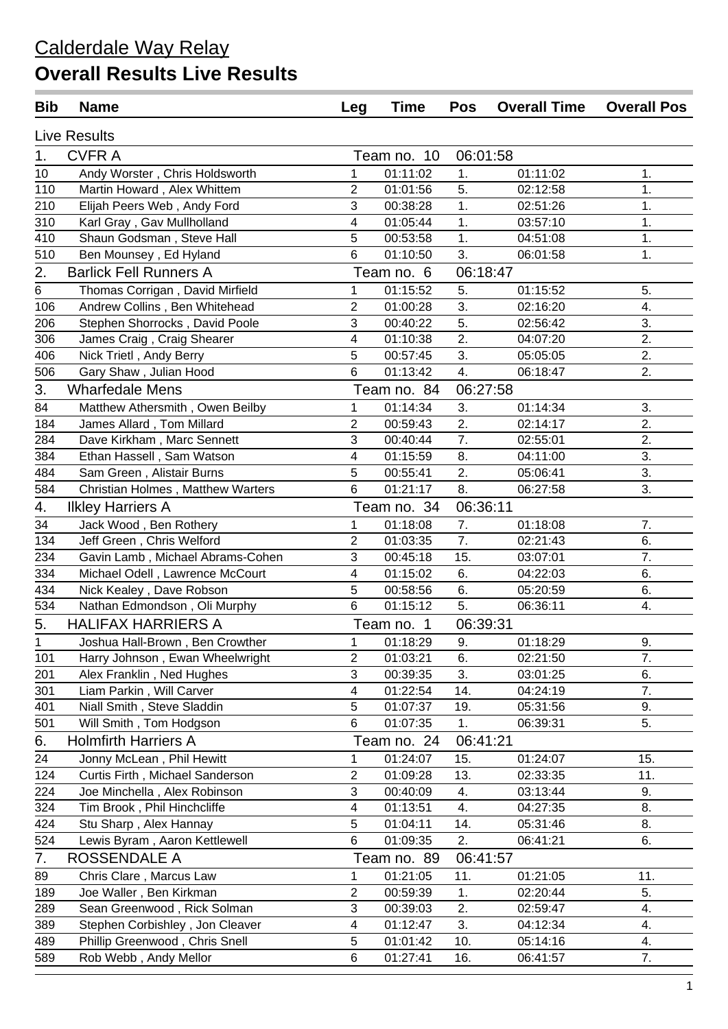# Calderdale Way Relay

## Overall Results Live Results

| Bib | Name | Leg | Time | Pos | Overall Time | Overall Pos |
|---|---|---|---|---|---|---|
| Live Results | | | | | | |
| 1. | CVFR A | | Team no. 10 | 06:01:58 | | |
| 10 | Andy Worster , Chris Holdsworth | 1 | 01:11:02 | 1. | 01:11:02 | 1. |
| 110 | Martin Howard , Alex Whittem | 2 | 01:01:56 | 5. | 02:12:58 | 1. |
| 210 | Elijah Peers Web , Andy Ford | 3 | 00:38:28 | 1. | 02:51:26 | 1. |
| 310 | Karl Gray , Gav Mullholland | 4 | 01:05:44 | 1. | 03:57:10 | 1. |
| 410 | Shaun Godsman , Steve Hall | 5 | 00:53:58 | 1. | 04:51:08 | 1. |
| 510 | Ben Mounsey , Ed Hyland | 6 | 01:10:50 | 3. | 06:01:58 | 1. |
| 2. | Barlick Fell Runners A | | Team no. 6 | 06:18:47 | | |
| 6 | Thomas Corrigan , David Mirfield | 1 | 01:15:52 | 5. | 01:15:52 | 5. |
| 106 | Andrew Collins , Ben Whitehead | 2 | 01:00:28 | 3. | 02:16:20 | 4. |
| 206 | Stephen Shorrocks , David Poole | 3 | 00:40:22 | 5. | 02:56:42 | 3. |
| 306 | James Craig , Craig Shearer | 4 | 01:10:38 | 2. | 04:07:20 | 2. |
| 406 | Nick Trietl , Andy Berry | 5 | 00:57:45 | 3. | 05:05:05 | 2. |
| 506 | Gary Shaw , Julian Hood | 6 | 01:13:42 | 4. | 06:18:47 | 2. |
| 3. | Wharfedale Mens | | Team no. 84 | 06:27:58 | | |
| 84 | Matthew Athersmith , Owen Beilby | 1 | 01:14:34 | 3. | 01:14:34 | 3. |
| 184 | James Allard , Tom Millard | 2 | 00:59:43 | 2. | 02:14:17 | 2. |
| 284 | Dave Kirkham , Marc Sennett | 3 | 00:40:44 | 7. | 02:55:01 | 2. |
| 384 | Ethan Hassell , Sam Watson | 4 | 01:15:59 | 8. | 04:11:00 | 3. |
| 484 | Sam Green , Alistair Burns | 5 | 00:55:41 | 2. | 05:06:41 | 3. |
| 584 | Christian Holmes , Matthew Warters | 6 | 01:21:17 | 8. | 06:27:58 | 3. |
| 4. | Ilkley Harriers A | | Team no. 34 | 06:36:11 | | |
| 34 | Jack Wood , Ben Rothery | 1 | 01:18:08 | 7. | 01:18:08 | 7. |
| 134 | Jeff Green , Chris Welford | 2 | 01:03:35 | 7. | 02:21:43 | 6. |
| 234 | Gavin Lamb , Michael Abrams-Cohen | 3 | 00:45:18 | 15. | 03:07:01 | 7. |
| 334 | Michael Odell , Lawrence McCourt | 4 | 01:15:02 | 6. | 04:22:03 | 6. |
| 434 | Nick Kealey , Dave Robson | 5 | 00:58:56 | 6. | 05:20:59 | 6. |
| 534 | Nathan Edmondson , Oli Murphy | 6 | 01:15:12 | 5. | 06:36:11 | 4. |
| 5. | HALIFAX HARRIERS A | | Team no. 1 | 06:39:31 | | |
| 1 | Joshua Hall-Brown , Ben Crowther | 1 | 01:18:29 | 9. | 01:18:29 | 9. |
| 101 | Harry Johnson , Ewan Wheelwright | 2 | 01:03:21 | 6. | 02:21:50 | 7. |
| 201 | Alex Franklin , Ned Hughes | 3 | 00:39:35 | 3. | 03:01:25 | 6. |
| 301 | Liam Parkin , Will Carver | 4 | 01:22:54 | 14. | 04:24:19 | 7. |
| 401 | Niall Smith , Steve Sladdin | 5 | 01:07:37 | 19. | 05:31:56 | 9. |
| 501 | Will Smith , Tom Hodgson | 6 | 01:07:35 | 1. | 06:39:31 | 5. |
| 6. | Holmfirth Harriers A | | Team no. 24 | 06:41:21 | | |
| 24 | Jonny McLean , Phil Hewitt | 1 | 01:24:07 | 15. | 01:24:07 | 15. |
| 124 | Curtis Firth , Michael Sanderson | 2 | 01:09:28 | 13. | 02:33:35 | 11. |
| 224 | Joe Minchella , Alex Robinson | 3 | 00:40:09 | 4. | 03:13:44 | 9. |
| 324 | Tim Brook , Phil Hinchcliffe | 4 | 01:13:51 | 4. | 04:27:35 | 8. |
| 424 | Stu Sharp , Alex Hannay | 5 | 01:04:11 | 14. | 05:31:46 | 8. |
| 524 | Lewis Byram , Aaron Kettlewell | 6 | 01:09:35 | 2. | 06:41:21 | 6. |
| 7. | ROSSENDALE A | | Team no. 89 | 06:41:57 | | |
| 89 | Chris Clare , Marcus Law | 1 | 01:21:05 | 11. | 01:21:05 | 11. |
| 189 | Joe Waller , Ben Kirkman | 2 | 00:59:39 | 1. | 02:20:44 | 5. |
| 289 | Sean Greenwood , Rick Solman | 3 | 00:39:03 | 2. | 02:59:47 | 4. |
| 389 | Stephen Corbishley , Jon Cleaver | 4 | 01:12:47 | 3. | 04:12:34 | 4. |
| 489 | Phillip Greenwood , Chris Snell | 5 | 01:01:42 | 10. | 05:14:16 | 4. |
| 589 | Rob Webb , Andy Mellor | 6 | 01:27:41 | 16. | 06:41:57 | 7. |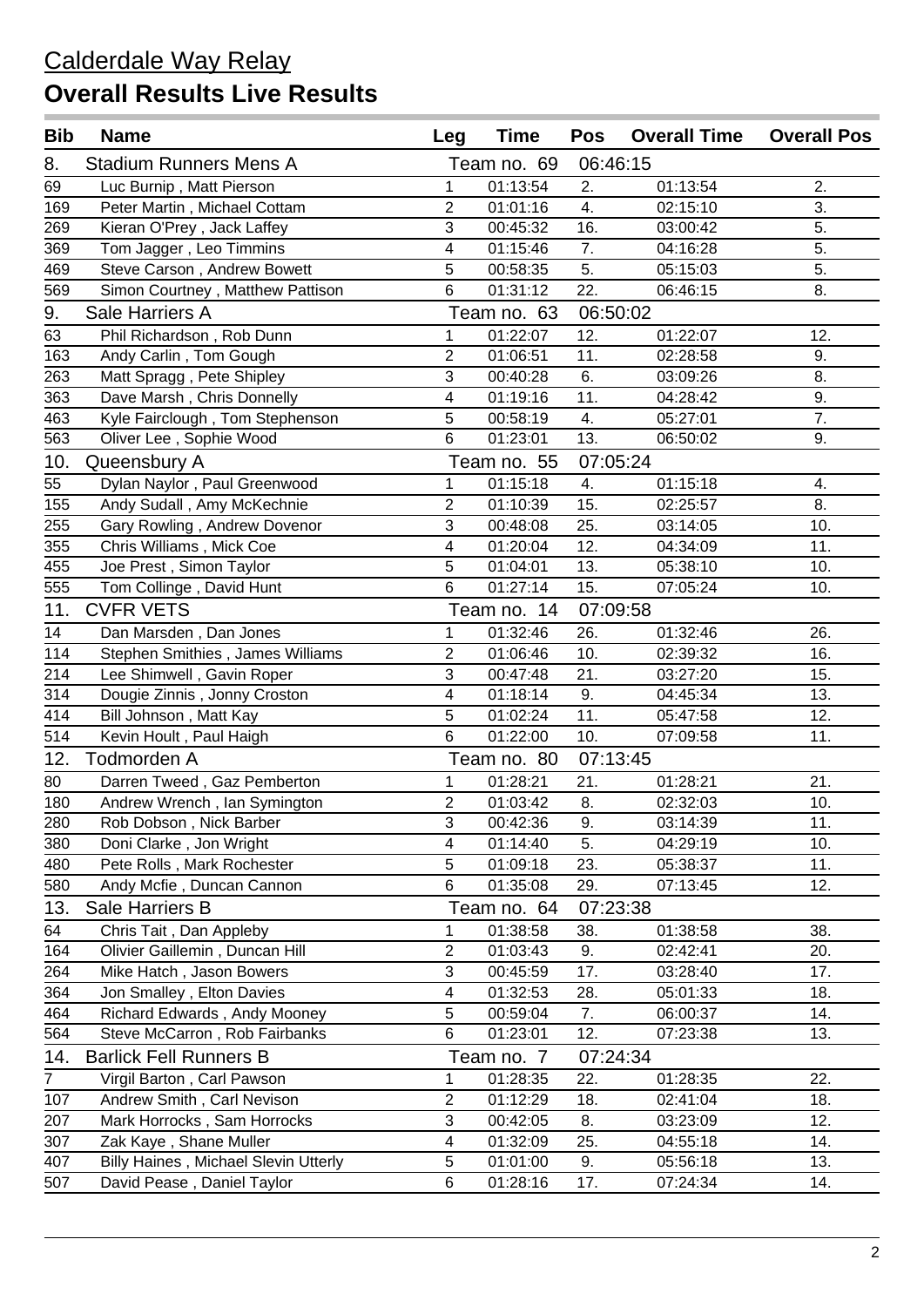## Calderdale Way Relay

# Overall Results Live Results

| Bib | Name | Leg | Time | Pos | Overall Time | Overall Pos |
|---|---|---|---|---|---|---|
| 8. | Stadium Runners Mens A | | Team no. 69 | 06:46:15 | | |
| 69 | Luc Burnip , Matt Pierson | 1 | 01:13:54 | 2. | 01:13:54 | 2. |
| 169 | Peter Martin , Michael Cottam | 2 | 01:01:16 | 4. | 02:15:10 | 3. |
| 269 | Kieran O'Prey , Jack Laffey | 3 | 00:45:32 | 16. | 03:00:42 | 5. |
| 369 | Tom Jagger , Leo Timmins | 4 | 01:15:46 | 7. | 04:16:28 | 5. |
| 469 | Steve Carson , Andrew Bowett | 5 | 00:58:35 | 5. | 05:15:03 | 5. |
| 569 | Simon Courtney , Matthew Pattison | 6 | 01:31:12 | 22. | 06:46:15 | 8. |
| 9. | Sale Harriers A | | Team no. 63 | 06:50:02 | | |
| 63 | Phil Richardson , Rob Dunn | 1 | 01:22:07 | 12. | 01:22:07 | 12. |
| 163 | Andy Carlin , Tom Gough | 2 | 01:06:51 | 11. | 02:28:58 | 9. |
| 263 | Matt Spragg , Pete Shipley | 3 | 00:40:28 | 6. | 03:09:26 | 8. |
| 363 | Dave Marsh , Chris Donnelly | 4 | 01:19:16 | 11. | 04:28:42 | 9. |
| 463 | Kyle Fairclough , Tom Stephenson | 5 | 00:58:19 | 4. | 05:27:01 | 7. |
| 563 | Oliver Lee , Sophie Wood | 6 | 01:23:01 | 13. | 06:50:02 | 9. |
| 10. | Queensbury A | | Team no. 55 | 07:05:24 | | |
| 55 | Dylan Naylor , Paul Greenwood | 1 | 01:15:18 | 4. | 01:15:18 | 4. |
| 155 | Andy Sudall , Amy McKechnie | 2 | 01:10:39 | 15. | 02:25:57 | 8. |
| 255 | Gary Rowling , Andrew Dovenor | 3 | 00:48:08 | 25. | 03:14:05 | 10. |
| 355 | Chris Williams , Mick Coe | 4 | 01:20:04 | 12. | 04:34:09 | 11. |
| 455 | Joe Prest , Simon Taylor | 5 | 01:04:01 | 13. | 05:38:10 | 10. |
| 555 | Tom Collinge , David Hunt | 6 | 01:27:14 | 15. | 07:05:24 | 10. |
| 11. | CVFR VETS | | Team no. 14 | 07:09:58 | | |
| 14 | Dan Marsden , Dan Jones | 1 | 01:32:46 | 26. | 01:32:46 | 26. |
| 114 | Stephen Smithies , James Williams | 2 | 01:06:46 | 10. | 02:39:32 | 16. |
| 214 | Lee Shimwell , Gavin Roper | 3 | 00:47:48 | 21. | 03:27:20 | 15. |
| 314 | Dougie Zinnis , Jonny Croston | 4 | 01:18:14 | 9. | 04:45:34 | 13. |
| 414 | Bill Johnson , Matt Kay | 5 | 01:02:24 | 11. | 05:47:58 | 12. |
| 514 | Kevin Hoult , Paul Haigh | 6 | 01:22:00 | 10. | 07:09:58 | 11. |
| 12. | Todmorden A | | Team no. 80 | 07:13:45 | | |
| 80 | Darren Tweed , Gaz Pemberton | 1 | 01:28:21 | 21. | 01:28:21 | 21. |
| 180 | Andrew Wrench , Ian Symington | 2 | 01:03:42 | 8. | 02:32:03 | 10. |
| 280 | Rob Dobson , Nick Barber | 3 | 00:42:36 | 9. | 03:14:39 | 11. |
| 380 | Doni Clarke , Jon Wright | 4 | 01:14:40 | 5. | 04:29:19 | 10. |
| 480 | Pete Rolls , Mark Rochester | 5 | 01:09:18 | 23. | 05:38:37 | 11. |
| 580 | Andy Mcfie , Duncan Cannon | 6 | 01:35:08 | 29. | 07:13:45 | 12. |
| 13. | Sale Harriers B | | Team no. 64 | 07:23:38 | | |
| 64 | Chris Tait , Dan Appleby | 1 | 01:38:58 | 38. | 01:38:58 | 38. |
| 164 | Olivier Gaillemin , Duncan Hill | 2 | 01:03:43 | 9. | 02:42:41 | 20. |
| 264 | Mike Hatch , Jason Bowers | 3 | 00:45:59 | 17. | 03:28:40 | 17. |
| 364 | Jon Smalley , Elton Davies | 4 | 01:32:53 | 28. | 05:01:33 | 18. |
| 464 | Richard Edwards , Andy Mooney | 5 | 00:59:04 | 7. | 06:00:37 | 14. |
| 564 | Steve McCarron , Rob Fairbanks | 6 | 01:23:01 | 12. | 07:23:38 | 13. |
| 14. | Barlick Fell Runners B | | Team no. 7 | 07:24:34 | | |
| 7 | Virgil Barton , Carl Pawson | 1 | 01:28:35 | 22. | 01:28:35 | 22. |
| 107 | Andrew Smith , Carl Nevison | 2 | 01:12:29 | 18. | 02:41:04 | 18. |
| 207 | Mark Horrocks , Sam Horrocks | 3 | 00:42:05 | 8. | 03:23:09 | 12. |
| 307 | Zak Kaye , Shane Muller | 4 | 01:32:09 | 25. | 04:55:18 | 14. |
| 407 | Billy Haines , Michael Slevin Utterly | 5 | 01:01:00 | 9. | 05:56:18 | 13. |
| 507 | David Pease , Daniel Taylor | 6 | 01:28:16 | 17. | 07:24:34 | 14. |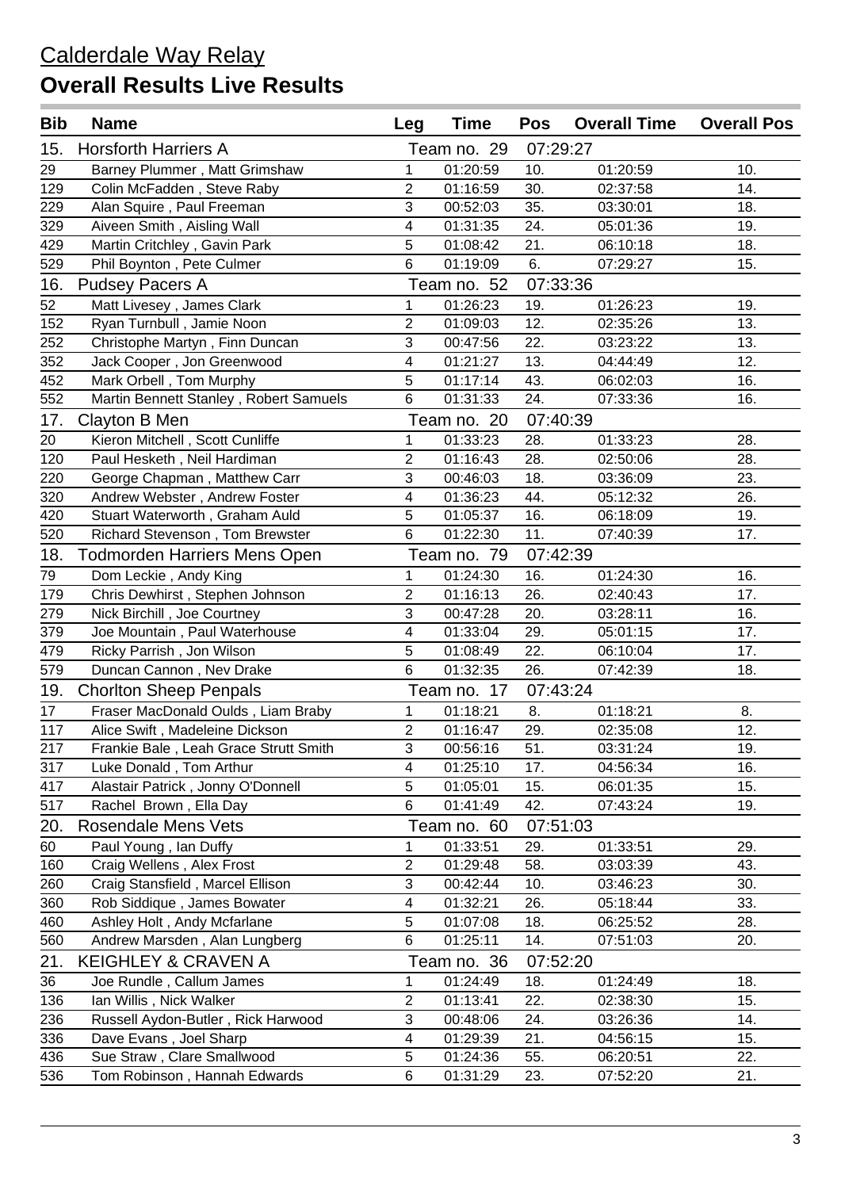## Calderdale Way Relay

# Overall Results Live Results

| Bib | Name | Leg | Time | Pos | Overall Time | Overall Pos |
|---|---|---|---|---|---|---|
| 15. | Horsforth Harriers A | | Team no. 29 | 07:29:27 | | |
| 29 | Barney Plummer , Matt Grimshaw | 1 | 01:20:59 | 10. | 01:20:59 | 10. |
| 129 | Colin McFadden , Steve Raby | 2 | 01:16:59 | 30. | 02:37:58 | 14. |
| 229 | Alan Squire , Paul Freeman | 3 | 00:52:03 | 35. | 03:30:01 | 18. |
| 329 | Aiveen Smith , Aisling Wall | 4 | 01:31:35 | 24. | 05:01:36 | 19. |
| 429 | Martin Critchley , Gavin Park | 5 | 01:08:42 | 21. | 06:10:18 | 18. |
| 529 | Phil Boynton , Pete Culmer | 6 | 01:19:09 | 6. | 07:29:27 | 15. |
| 16. | Pudsey Pacers A | | Team no. 52 | 07:33:36 | | |
| 52 | Matt Livesey , James Clark | 1 | 01:26:23 | 19. | 01:26:23 | 19. |
| 152 | Ryan Turnbull , Jamie Noon | 2 | 01:09:03 | 12. | 02:35:26 | 13. |
| 252 | Christophe Martyn , Finn Duncan | 3 | 00:47:56 | 22. | 03:23:22 | 13. |
| 352 | Jack Cooper , Jon Greenwood | 4 | 01:21:27 | 13. | 04:44:49 | 12. |
| 452 | Mark Orbell , Tom Murphy | 5 | 01:17:14 | 43. | 06:02:03 | 16. |
| 552 | Martin Bennett Stanley , Robert Samuels | 6 | 01:31:33 | 24. | 07:33:36 | 16. |
| 17. | Clayton B Men | | Team no. 20 | 07:40:39 | | |
| 20 | Kieron Mitchell , Scott Cunliffe | 1 | 01:33:23 | 28. | 01:33:23 | 28. |
| 120 | Paul Hesketh , Neil Hardiman | 2 | 01:16:43 | 28. | 02:50:06 | 28. |
| 220 | George Chapman , Matthew Carr | 3 | 00:46:03 | 18. | 03:36:09 | 23. |
| 320 | Andrew Webster , Andrew Foster | 4 | 01:36:23 | 44. | 05:12:32 | 26. |
| 420 | Stuart Waterworth , Graham Auld | 5 | 01:05:37 | 16. | 06:18:09 | 19. |
| 520 | Richard Stevenson , Tom Brewster | 6 | 01:22:30 | 11. | 07:40:39 | 17. |
| 18. | Todmorden Harriers Mens Open | | Team no. 79 | 07:42:39 | | |
| 79 | Dom Leckie , Andy King | 1 | 01:24:30 | 16. | 01:24:30 | 16. |
| 179 | Chris Dewhirst , Stephen Johnson | 2 | 01:16:13 | 26. | 02:40:43 | 17. |
| 279 | Nick Birchill , Joe Courtney | 3 | 00:47:28 | 20. | 03:28:11 | 16. |
| 379 | Joe Mountain , Paul Waterhouse | 4 | 01:33:04 | 29. | 05:01:15 | 17. |
| 479 | Ricky Parrish , Jon Wilson | 5 | 01:08:49 | 22. | 06:10:04 | 17. |
| 579 | Duncan Cannon , Nev Drake | 6 | 01:32:35 | 26. | 07:42:39 | 18. |
| 19. | Chorlton Sheep Penpals | | Team no. 17 | 07:43:24 | | |
| 17 | Fraser MacDonald Oulds , Liam Braby | 1 | 01:18:21 | 8. | 01:18:21 | 8. |
| 117 | Alice Swift , Madeleine Dickson | 2 | 01:16:47 | 29. | 02:35:08 | 12. |
| 217 | Frankie Bale , Leah Grace Strutt Smith | 3 | 00:56:16 | 51. | 03:31:24 | 19. |
| 317 | Luke Donald , Tom Arthur | 4 | 01:25:10 | 17. | 04:56:34 | 16. |
| 417 | Alastair Patrick , Jonny O'Donnell | 5 | 01:05:01 | 15. | 06:01:35 | 15. |
| 517 | Rachel Brown , Ella Day | 6 | 01:41:49 | 42. | 07:43:24 | 19. |
| 20. | Rosendale Mens Vets | | Team no. 60 | 07:51:03 | | |
| 60 | Paul Young , Ian Duffy | 1 | 01:33:51 | 29. | 01:33:51 | 29. |
| 160 | Craig Wellens , Alex Frost | 2 | 01:29:48 | 58. | 03:03:39 | 43. |
| 260 | Craig Stansfield , Marcel Ellison | 3 | 00:42:44 | 10. | 03:46:23 | 30. |
| 360 | Rob Siddique , James Bowater | 4 | 01:32:21 | 26. | 05:18:44 | 33. |
| 460 | Ashley Holt , Andy Mcfarlane | 5 | 01:07:08 | 18. | 06:25:52 | 28. |
| 560 | Andrew Marsden , Alan Lungberg | 6 | 01:25:11 | 14. | 07:51:03 | 20. |
| 21. | KEIGHLEY & CRAVEN A | | Team no. 36 | 07:52:20 | | |
| 36 | Joe Rundle , Callum James | 1 | 01:24:49 | 18. | 01:24:49 | 18. |
| 136 | Ian Willis , Nick Walker | 2 | 01:13:41 | 22. | 02:38:30 | 15. |
| 236 | Russell Aydon-Butler , Rick Harwood | 3 | 00:48:06 | 24. | 03:26:36 | 14. |
| 336 | Dave Evans , Joel Sharp | 4 | 01:29:39 | 21. | 04:56:15 | 15. |
| 436 | Sue Straw , Clare Smallwood | 5 | 01:24:36 | 55. | 06:20:51 | 22. |
| 536 | Tom Robinson , Hannah Edwards | 6 | 01:31:29 | 23. | 07:52:20 | 21. |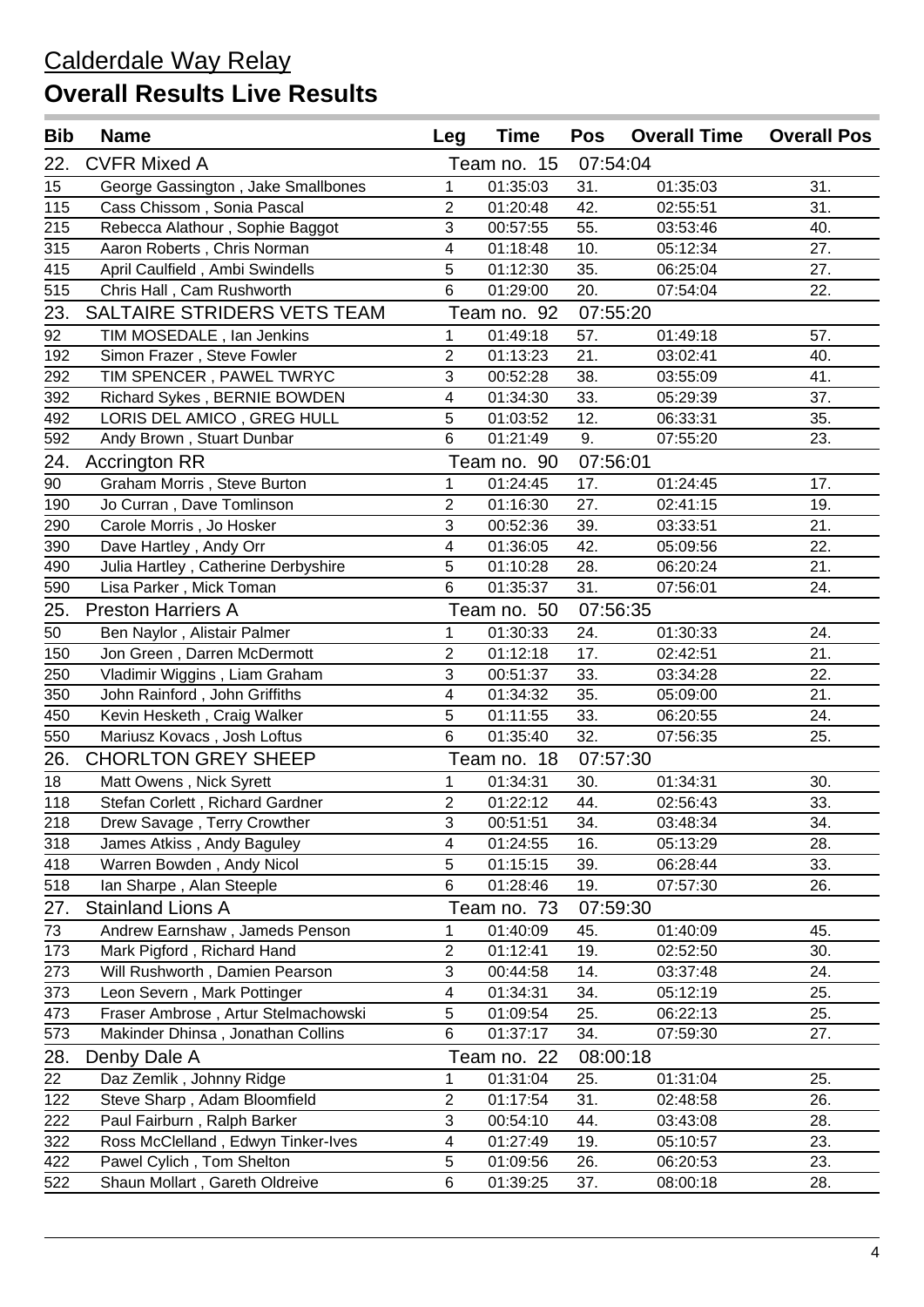## Calderdale Way Relay

# Overall Results Live Results

| Bib | Name | Leg | Time | Pos | Overall Time | Overall Pos |
|---|---|---|---|---|---|---|
| 22. | CVFR Mixed A | | Team no. 15 | 07:54:04 | | |
| 15 | George Gassington , Jake Smallbones | 1 | 01:35:03 | 31. | 01:35:03 | 31. |
| 115 | Cass Chissom , Sonia Pascal | 2 | 01:20:48 | 42. | 02:55:51 | 31. |
| 215 | Rebecca Alathour , Sophie Baggot | 3 | 00:57:55 | 55. | 03:53:46 | 40. |
| 315 | Aaron Roberts , Chris Norman | 4 | 01:18:48 | 10. | 05:12:34 | 27. |
| 415 | April Caulfield , Ambi Swindells | 5 | 01:12:30 | 35. | 06:25:04 | 27. |
| 515 | Chris Hall , Cam Rushworth | 6 | 01:29:00 | 20. | 07:54:04 | 22. |
| 23. | SALTAIRE STRIDERS VETS TEAM | | Team no. 92 | 07:55:20 | | |
| 92 | TIM MOSEDALE , Ian Jenkins | 1 | 01:49:18 | 57. | 01:49:18 | 57. |
| 192 | Simon Frazer , Steve Fowler | 2 | 01:13:23 | 21. | 03:02:41 | 40. |
| 292 | TIM SPENCER , PAWEL TWRYC | 3 | 00:52:28 | 38. | 03:55:09 | 41. |
| 392 | Richard Sykes , BERNIE BOWDEN | 4 | 01:34:30 | 33. | 05:29:39 | 37. |
| 492 | LORIS DEL AMICO , GREG HULL | 5 | 01:03:52 | 12. | 06:33:31 | 35. |
| 592 | Andy Brown , Stuart Dunbar | 6 | 01:21:49 | 9. | 07:55:20 | 23. |
| 24. | Accrington RR | | Team no. 90 | 07:56:01 | | |
| 90 | Graham Morris , Steve Burton | 1 | 01:24:45 | 17. | 01:24:45 | 17. |
| 190 | Jo Curran , Dave Tomlinson | 2 | 01:16:30 | 27. | 02:41:15 | 19. |
| 290 | Carole Morris , Jo Hosker | 3 | 00:52:36 | 39. | 03:33:51 | 21. |
| 390 | Dave Hartley , Andy Orr | 4 | 01:36:05 | 42. | 05:09:56 | 22. |
| 490 | Julia Hartley , Catherine Derbyshire | 5 | 01:10:28 | 28. | 06:20:24 | 21. |
| 590 | Lisa Parker , Mick Toman | 6 | 01:35:37 | 31. | 07:56:01 | 24. |
| 25. | Preston Harriers A | | Team no. 50 | 07:56:35 | | |
| 50 | Ben Naylor , Alistair Palmer | 1 | 01:30:33 | 24. | 01:30:33 | 24. |
| 150 | Jon Green , Darren McDermott | 2 | 01:12:18 | 17. | 02:42:51 | 21. |
| 250 | Vladimir Wiggins , Liam Graham | 3 | 00:51:37 | 33. | 03:34:28 | 22. |
| 350 | John Rainford , John Griffiths | 4 | 01:34:32 | 35. | 05:09:00 | 21. |
| 450 | Kevin Hesketh , Craig Walker | 5 | 01:11:55 | 33. | 06:20:55 | 24. |
| 550 | Mariusz Kovacs , Josh Loftus | 6 | 01:35:40 | 32. | 07:56:35 | 25. |
| 26. | CHORLTON GREY SHEEP | | Team no. 18 | 07:57:30 | | |
| 18 | Matt Owens , Nick Syrett | 1 | 01:34:31 | 30. | 01:34:31 | 30. |
| 118 | Stefan Corlett , Richard Gardner | 2 | 01:22:12 | 44. | 02:56:43 | 33. |
| 218 | Drew Savage , Terry Crowther | 3 | 00:51:51 | 34. | 03:48:34 | 34. |
| 318 | James Atkiss , Andy Baguley | 4 | 01:24:55 | 16. | 05:13:29 | 28. |
| 418 | Warren Bowden , Andy Nicol | 5 | 01:15:15 | 39. | 06:28:44 | 33. |
| 518 | Ian Sharpe , Alan Steeple | 6 | 01:28:46 | 19. | 07:57:30 | 26. |
| 27. | Stainland Lions A | | Team no. 73 | 07:59:30 | | |
| 73 | Andrew Earnshaw , Jameds Penson | 1 | 01:40:09 | 45. | 01:40:09 | 45. |
| 173 | Mark Pigford , Richard Hand | 2 | 01:12:41 | 19. | 02:52:50 | 30. |
| 273 | Will Rushworth , Damien Pearson | 3 | 00:44:58 | 14. | 03:37:48 | 24. |
| 373 | Leon Severn , Mark Pottinger | 4 | 01:34:31 | 34. | 05:12:19 | 25. |
| 473 | Fraser Ambrose , Artur Stelmachowski | 5 | 01:09:54 | 25. | 06:22:13 | 25. |
| 573 | Makinder Dhinsa , Jonathan Collins | 6 | 01:37:17 | 34. | 07:59:30 | 27. |
| 28. | Denby Dale A | | Team no. 22 | 08:00:18 | | |
| 22 | Daz Zemlik , Johnny Ridge | 1 | 01:31:04 | 25. | 01:31:04 | 25. |
| 122 | Steve Sharp , Adam Bloomfield | 2 | 01:17:54 | 31. | 02:48:58 | 26. |
| 222 | Paul Fairburn , Ralph Barker | 3 | 00:54:10 | 44. | 03:43:08 | 28. |
| 322 | Ross McClelland , Edwyn Tinker-Ives | 4 | 01:27:49 | 19. | 05:10:57 | 23. |
| 422 | Pawel Cylich , Tom Shelton | 5 | 01:09:56 | 26. | 06:20:53 | 23. |
| 522 | Shaun Mollart , Gareth Oldreive | 6 | 01:39:25 | 37. | 08:00:18 | 28. |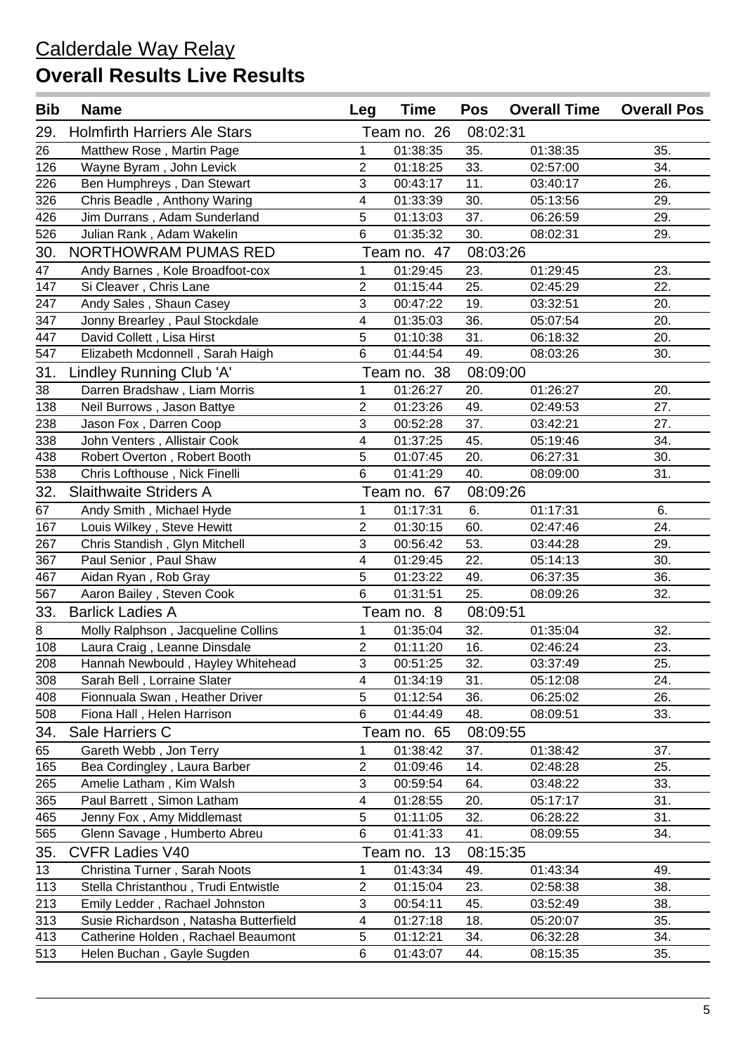# Calderdale Way Relay

## Overall Results Live Results

| Bib | Name | Leg | Time | Pos | Overall Time | Overall Pos |
|---|---|---|---|---|---|---|
| 29. | Holmfirth Harriers Ale Stars | | Team no. 26 | 08:02:31 | | |
| 26 | Matthew Rose , Martin Page | 1 | 01:38:35 | 35. | 01:38:35 | 35. |
| 126 | Wayne Byram , John Levick | 2 | 01:18:25 | 33. | 02:57:00 | 34. |
| 226 | Ben Humphreys , Dan Stewart | 3 | 00:43:17 | 11. | 03:40:17 | 26. |
| 326 | Chris Beadle , Anthony Waring | 4 | 01:33:39 | 30. | 05:13:56 | 29. |
| 426 | Jim Durrans , Adam Sunderland | 5 | 01:13:03 | 37. | 06:26:59 | 29. |
| 526 | Julian Rank , Adam Wakelin | 6 | 01:35:32 | 30. | 08:02:31 | 29. |
| 30. | NORTHOWRAM PUMAS RED | | Team no. 47 | 08:03:26 | | |
| 47 | Andy Barnes , Kole Broadfoot-cox | 1 | 01:29:45 | 23. | 01:29:45 | 23. |
| 147 | Si Cleaver , Chris Lane | 2 | 01:15:44 | 25. | 02:45:29 | 22. |
| 247 | Andy Sales , Shaun Casey | 3 | 00:47:22 | 19. | 03:32:51 | 20. |
| 347 | Jonny Brearley , Paul Stockdale | 4 | 01:35:03 | 36. | 05:07:54 | 20. |
| 447 | David Collett , Lisa Hirst | 5 | 01:10:38 | 31. | 06:18:32 | 20. |
| 547 | Elizabeth Mcdonnell , Sarah Haigh | 6 | 01:44:54 | 49. | 08:03:26 | 30. |
| 31. | Lindley Running Club 'A' | | Team no. 38 | 08:09:00 | | |
| 38 | Darren Bradshaw , Liam Morris | 1 | 01:26:27 | 20. | 01:26:27 | 20. |
| 138 | Neil Burrows , Jason Battye | 2 | 01:23:26 | 49. | 02:49:53 | 27. |
| 238 | Jason Fox , Darren Coop | 3 | 00:52:28 | 37. | 03:42:21 | 27. |
| 338 | John Venters , Allistair Cook | 4 | 01:37:25 | 45. | 05:19:46 | 34. |
| 438 | Robert Overton , Robert Booth | 5 | 01:07:45 | 20. | 06:27:31 | 30. |
| 538 | Chris Lofthouse , Nick Finelli | 6 | 01:41:29 | 40. | 08:09:00 | 31. |
| 32. | Slaithwaite Striders A | | Team no. 67 | 08:09:26 | | |
| 67 | Andy Smith , Michael Hyde | 1 | 01:17:31 | 6. | 01:17:31 | 6. |
| 167 | Louis Wilkey , Steve Hewitt | 2 | 01:30:15 | 60. | 02:47:46 | 24. |
| 267 | Chris Standish , Glyn Mitchell | 3 | 00:56:42 | 53. | 03:44:28 | 29. |
| 367 | Paul Senior , Paul Shaw | 4 | 01:29:45 | 22. | 05:14:13 | 30. |
| 467 | Aidan Ryan , Rob Gray | 5 | 01:23:22 | 49. | 06:37:35 | 36. |
| 567 | Aaron Bailey , Steven Cook | 6 | 01:31:51 | 25. | 08:09:26 | 32. |
| 33. | Barlick Ladies A | | Team no. 8 | 08:09:51 | | |
| 8 | Molly Ralphson , Jacqueline Collins | 1 | 01:35:04 | 32. | 01:35:04 | 32. |
| 108 | Laura Craig , Leanne Dinsdale | 2 | 01:11:20 | 16. | 02:46:24 | 23. |
| 208 | Hannah Newbould , Hayley Whitehead | 3 | 00:51:25 | 32. | 03:37:49 | 25. |
| 308 | Sarah Bell , Lorraine Slater | 4 | 01:34:19 | 31. | 05:12:08 | 24. |
| 408 | Fionnuala Swan , Heather Driver | 5 | 01:12:54 | 36. | 06:25:02 | 26. |
| 508 | Fiona Hall , Helen Harrison | 6 | 01:44:49 | 48. | 08:09:51 | 33. |
| 34. | Sale Harriers C | | Team no. 65 | 08:09:55 | | |
| 65 | Gareth Webb , Jon Terry | 1 | 01:38:42 | 37. | 01:38:42 | 37. |
| 165 | Bea Cordingley , Laura Barber | 2 | 01:09:46 | 14. | 02:48:28 | 25. |
| 265 | Amelie Latham , Kim Walsh | 3 | 00:59:54 | 64. | 03:48:22 | 33. |
| 365 | Paul Barrett , Simon Latham | 4 | 01:28:55 | 20. | 05:17:17 | 31. |
| 465 | Jenny Fox , Amy Middlemast | 5 | 01:11:05 | 32. | 06:28:22 | 31. |
| 565 | Glenn Savage , Humberto Abreu | 6 | 01:41:33 | 41. | 08:09:55 | 34. |
| 35. | CVFR Ladies V40 | | Team no. 13 | 08:15:35 | | |
| 13 | Christina Turner , Sarah Noots | 1 | 01:43:34 | 49. | 01:43:34 | 49. |
| 113 | Stella Christanthou , Trudi Entwistle | 2 | 01:15:04 | 23. | 02:58:38 | 38. |
| 213 | Emily Ledder , Rachael Johnston | 3 | 00:54:11 | 45. | 03:52:49 | 38. |
| 313 | Susie Richardson , Natasha Butterfield | 4 | 01:27:18 | 18. | 05:20:07 | 35. |
| 413 | Catherine Holden , Rachael Beaumont | 5 | 01:12:21 | 34. | 06:32:28 | 34. |
| 513 | Helen Buchan , Gayle Sugden | 6 | 01:43:07 | 44. | 08:15:35 | 35. |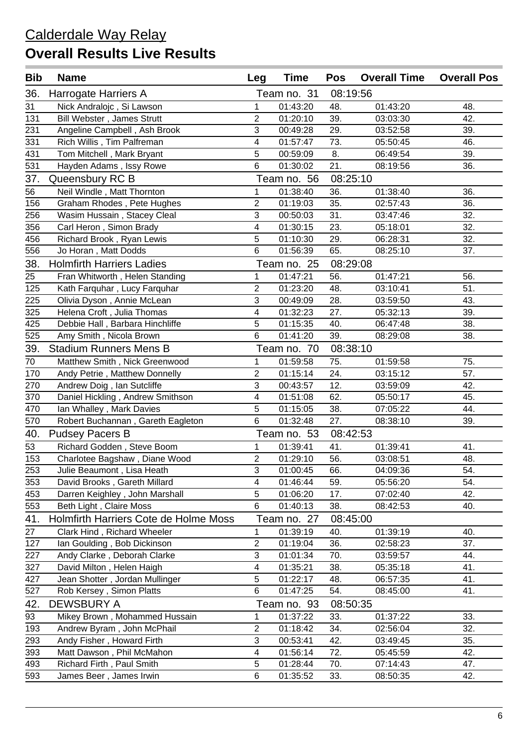## Calderdale Way Relay

# Overall Results Live Results

| Bib | Name | Leg | Time | Pos | Overall Time | Overall Pos |
|---|---|---|---|---|---|---|
| 36. | Harrogate Harriers A | | Team no. 31 | 08:19:56 | | |
| 31 | Nick Andralojc , Si Lawson | 1 | 01:43:20 | 48. | 01:43:20 | 48. |
| 131 | Bill Webster , James Strutt | 2 | 01:20:10 | 39. | 03:03:30 | 42. |
| 231 | Angeline Campbell , Ash Brook | 3 | 00:49:28 | 29. | 03:52:58 | 39. |
| 331 | Rich Willis , Tim Palfreman | 4 | 01:57:47 | 73. | 05:50:45 | 46. |
| 431 | Tom Mitchell , Mark Bryant | 5 | 00:59:09 | 8. | 06:49:54 | 39. |
| 531 | Hayden Adams , Issy Rowe | 6 | 01:30:02 | 21. | 08:19:56 | 36. |
| 37. | Queensbury RC B | | Team no. 56 | 08:25:10 | | |
| 56 | Neil Windle , Matt Thornton | 1 | 01:38:40 | 36. | 01:38:40 | 36. |
| 156 | Graham Rhodes , Pete Hughes | 2 | 01:19:03 | 35. | 02:57:43 | 36. |
| 256 | Wasim Hussain , Stacey Cleal | 3 | 00:50:03 | 31. | 03:47:46 | 32. |
| 356 | Carl Heron , Simon Brady | 4 | 01:30:15 | 23. | 05:18:01 | 32. |
| 456 | Richard Brook , Ryan Lewis | 5 | 01:10:30 | 29. | 06:28:31 | 32. |
| 556 | Jo Horan , Matt Dodds | 6 | 01:56:39 | 65. | 08:25:10 | 37. |
| 38. | Holmfirth Harriers Ladies | | Team no. 25 | 08:29:08 | | |
| 25 | Fran Whitworth , Helen Standing | 1 | 01:47:21 | 56. | 01:47:21 | 56. |
| 125 | Kath Farquhar , Lucy Farquhar | 2 | 01:23:20 | 48. | 03:10:41 | 51. |
| 225 | Olivia Dyson , Annie McLean | 3 | 00:49:09 | 28. | 03:59:50 | 43. |
| 325 | Helena Croft , Julia Thomas | 4 | 01:32:23 | 27. | 05:32:13 | 39. |
| 425 | Debbie Hall , Barbara Hinchliffe | 5 | 01:15:35 | 40. | 06:47:48 | 38. |
| 525 | Amy Smith , Nicola Brown | 6 | 01:41:20 | 39. | 08:29:08 | 38. |
| 39. | Stadium Runners Mens B | | Team no. 70 | 08:38:10 | | |
| 70 | Matthew Smith , Nick Greenwood | 1 | 01:59:58 | 75. | 01:59:58 | 75. |
| 170 | Andy Petrie , Matthew Donnelly | 2 | 01:15:14 | 24. | 03:15:12 | 57. |
| 270 | Andrew Doig , Ian Sutcliffe | 3 | 00:43:57 | 12. | 03:59:09 | 42. |
| 370 | Daniel Hickling , Andrew Smithson | 4 | 01:51:08 | 62. | 05:50:17 | 45. |
| 470 | Ian Whalley , Mark Davies | 5 | 01:15:05 | 38. | 07:05:22 | 44. |
| 570 | Robert Buchannan , Gareth Eagleton | 6 | 01:32:48 | 27. | 08:38:10 | 39. |
| 40. | Pudsey Pacers B | | Team no. 53 | 08:42:53 | | |
| 53 | Richard Godden , Steve Boom | 1 | 01:39:41 | 41. | 01:39:41 | 41. |
| 153 | Charlotee Bagshaw , Diane Wood | 2 | 01:29:10 | 56. | 03:08:51 | 48. |
| 253 | Julie Beaumont , Lisa Heath | 3 | 01:00:45 | 66. | 04:09:36 | 54. |
| 353 | David Brooks , Gareth Millard | 4 | 01:46:44 | 59. | 05:56:20 | 54. |
| 453 | Darren Keighley , John Marshall | 5 | 01:06:20 | 17. | 07:02:40 | 42. |
| 553 | Beth Light , Claire Moss | 6 | 01:40:13 | 38. | 08:42:53 | 40. |
| 41. | Holmfirth Harriers Cote de Holme Moss | | Team no. 27 | 08:45:00 | | |
| 27 | Clark Hind , Richard Wheeler | 1 | 01:39:19 | 40. | 01:39:19 | 40. |
| 127 | Ian Goulding , Bob Dickinson | 2 | 01:19:04 | 36. | 02:58:23 | 37. |
| 227 | Andy Clarke , Deborah Clarke | 3 | 01:01:34 | 70. | 03:59:57 | 44. |
| 327 | David Milton , Helen Haigh | 4 | 01:35:21 | 38. | 05:35:18 | 41. |
| 427 | Jean Shotter , Jordan Mullinger | 5 | 01:22:17 | 48. | 06:57:35 | 41. |
| 527 | Rob Kersey , Simon Platts | 6 | 01:47:25 | 54. | 08:45:00 | 41. |
| 42. | DEWSBURY A | | Team no. 93 | 08:50:35 | | |
| 93 | Mikey Brown , Mohammed Hussain | 1 | 01:37:22 | 33. | 01:37:22 | 33. |
| 193 | Andrew Byram , John McPhail | 2 | 01:18:42 | 34. | 02:56:04 | 32. |
| 293 | Andy Fisher , Howard Firth | 3 | 00:53:41 | 42. | 03:49:45 | 35. |
| 393 | Matt Dawson , Phil McMahon | 4 | 01:56:14 | 72. | 05:45:59 | 42. |
| 493 | Richard Firth , Paul Smith | 5 | 01:28:44 | 70. | 07:14:43 | 47. |
| 593 | James Beer , James Irwin | 6 | 01:35:52 | 33. | 08:50:35 | 42. |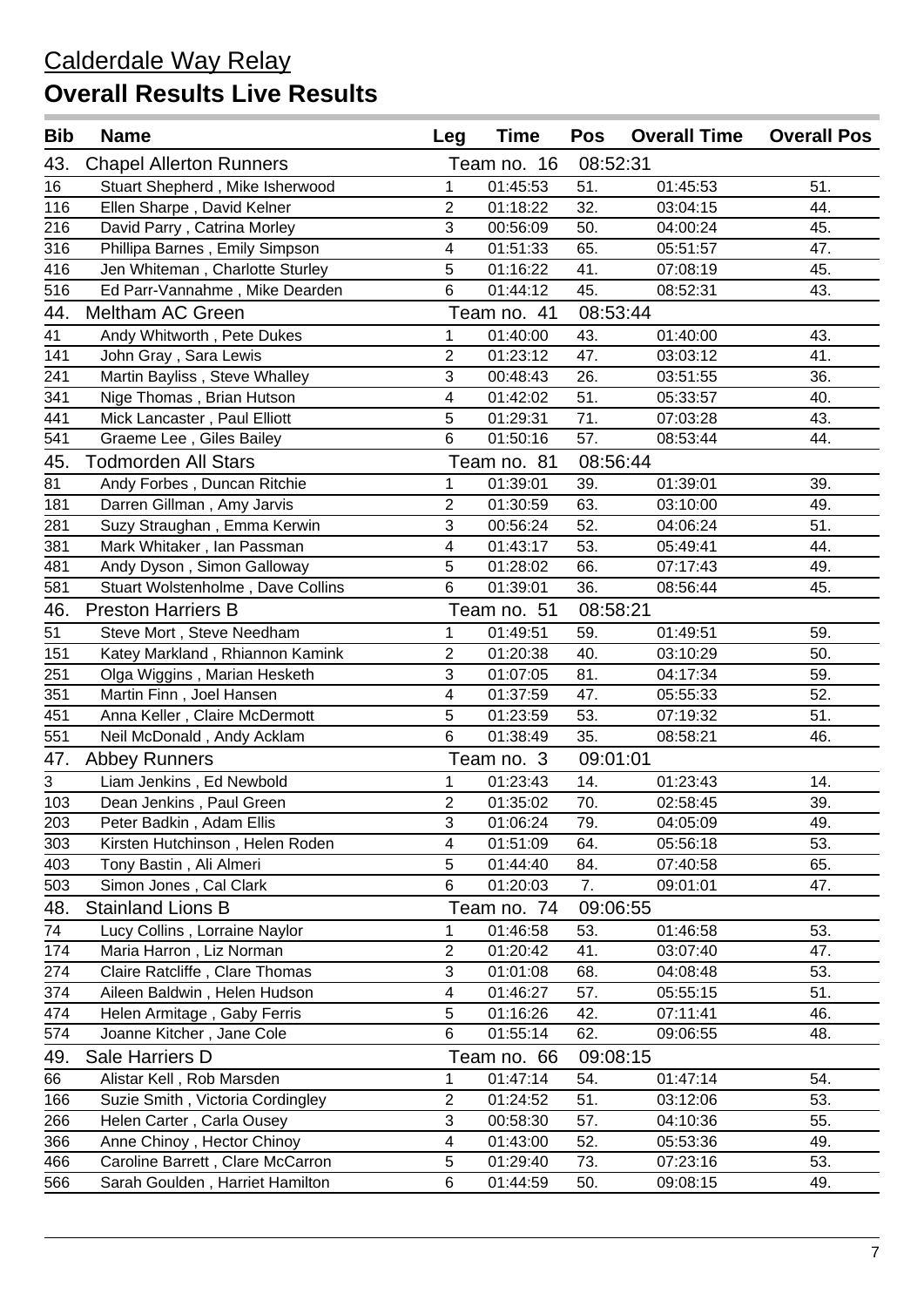## Calderdale Way Relay

# Overall Results Live Results

| Bib | Name | Leg | Time | Pos | Overall Time | Overall Pos |
|---|---|---|---|---|---|---|
| 43. | Chapel Allerton Runners | | Team no. 16 | 08:52:31 | | |
| 16 | Stuart Shepherd , Mike Isherwood | 1 | 01:45:53 | 51. | 01:45:53 | 51. |
| 116 | Ellen Sharpe , David Kelner | 2 | 01:18:22 | 32. | 03:04:15 | 44. |
| 216 | David Parry , Catrina Morley | 3 | 00:56:09 | 50. | 04:00:24 | 45. |
| 316 | Phillipa Barnes , Emily Simpson | 4 | 01:51:33 | 65. | 05:51:57 | 47. |
| 416 | Jen Whiteman , Charlotte Sturley | 5 | 01:16:22 | 41. | 07:08:19 | 45. |
| 516 | Ed Parr-Vannahme , Mike Dearden | 6 | 01:44:12 | 45. | 08:52:31 | 43. |
| 44. | Meltham AC Green | | Team no. 41 | 08:53:44 | | |
| 41 | Andy Whitworth , Pete Dukes | 1 | 01:40:00 | 43. | 01:40:00 | 43. |
| 141 | John Gray , Sara Lewis | 2 | 01:23:12 | 47. | 03:03:12 | 41. |
| 241 | Martin Bayliss , Steve Whalley | 3 | 00:48:43 | 26. | 03:51:55 | 36. |
| 341 | Nige Thomas , Brian Hutson | 4 | 01:42:02 | 51. | 05:33:57 | 40. |
| 441 | Mick Lancaster , Paul Elliott | 5 | 01:29:31 | 71. | 07:03:28 | 43. |
| 541 | Graeme Lee , Giles Bailey | 6 | 01:50:16 | 57. | 08:53:44 | 44. |
| 45. | Todmorden All Stars | | Team no. 81 | 08:56:44 | | |
| 81 | Andy Forbes , Duncan Ritchie | 1 | 01:39:01 | 39. | 01:39:01 | 39. |
| 181 | Darren Gillman , Amy Jarvis | 2 | 01:30:59 | 63. | 03:10:00 | 49. |
| 281 | Suzy Straughan , Emma Kerwin | 3 | 00:56:24 | 52. | 04:06:24 | 51. |
| 381 | Mark Whitaker , Ian Passman | 4 | 01:43:17 | 53. | 05:49:41 | 44. |
| 481 | Andy Dyson , Simon Galloway | 5 | 01:28:02 | 66. | 07:17:43 | 49. |
| 581 | Stuart Wolstenholme , Dave Collins | 6 | 01:39:01 | 36. | 08:56:44 | 45. |
| 46. | Preston Harriers B | | Team no. 51 | 08:58:21 | | |
| 51 | Steve Mort , Steve Needham | 1 | 01:49:51 | 59. | 01:49:51 | 59. |
| 151 | Katey Markland , Rhiannon Kamink | 2 | 01:20:38 | 40. | 03:10:29 | 50. |
| 251 | Olga Wiggins , Marian Hesketh | 3 | 01:07:05 | 81. | 04:17:34 | 59. |
| 351 | Martin Finn , Joel Hansen | 4 | 01:37:59 | 47. | 05:55:33 | 52. |
| 451 | Anna Keller , Claire McDermott | 5 | 01:23:59 | 53. | 07:19:32 | 51. |
| 551 | Neil McDonald , Andy Acklam | 6 | 01:38:49 | 35. | 08:58:21 | 46. |
| 47. | Abbey Runners | | Team no. 3 | 09:01:01 | | |
| 3 | Liam Jenkins , Ed Newbold | 1 | 01:23:43 | 14. | 01:23:43 | 14. |
| 103 | Dean Jenkins , Paul Green | 2 | 01:35:02 | 70. | 02:58:45 | 39. |
| 203 | Peter Badkin , Adam Ellis | 3 | 01:06:24 | 79. | 04:05:09 | 49. |
| 303 | Kirsten Hutchinson , Helen Roden | 4 | 01:51:09 | 64. | 05:56:18 | 53. |
| 403 | Tony Bastin , Ali Almeri | 5 | 01:44:40 | 84. | 07:40:58 | 65. |
| 503 | Simon Jones , Cal Clark | 6 | 01:20:03 | 7. | 09:01:01 | 47. |
| 48. | Stainland Lions B | | Team no. 74 | 09:06:55 | | |
| 74 | Lucy Collins , Lorraine Naylor | 1 | 01:46:58 | 53. | 01:46:58 | 53. |
| 174 | Maria Harron , Liz Norman | 2 | 01:20:42 | 41. | 03:07:40 | 47. |
| 274 | Claire Ratcliffe , Clare Thomas | 3 | 01:01:08 | 68. | 04:08:48 | 53. |
| 374 | Aileen Baldwin , Helen Hudson | 4 | 01:46:27 | 57. | 05:55:15 | 51. |
| 474 | Helen Armitage , Gaby Ferris | 5 | 01:16:26 | 42. | 07:11:41 | 46. |
| 574 | Joanne Kitcher , Jane Cole | 6 | 01:55:14 | 62. | 09:06:55 | 48. |
| 49. | Sale Harriers D | | Team no. 66 | 09:08:15 | | |
| 66 | Alistar Kell , Rob Marsden | 1 | 01:47:14 | 54. | 01:47:14 | 54. |
| 166 | Suzie Smith , Victoria Cordingley | 2 | 01:24:52 | 51. | 03:12:06 | 53. |
| 266 | Helen Carter , Carla Ousey | 3 | 00:58:30 | 57. | 04:10:36 | 55. |
| 366 | Anne Chinoy , Hector Chinoy | 4 | 01:43:00 | 52. | 05:53:36 | 49. |
| 466 | Caroline Barrett , Clare McCarron | 5 | 01:29:40 | 73. | 07:23:16 | 53. |
| 566 | Sarah Goulden , Harriet Hamilton | 6 | 01:44:59 | 50. | 09:08:15 | 49. |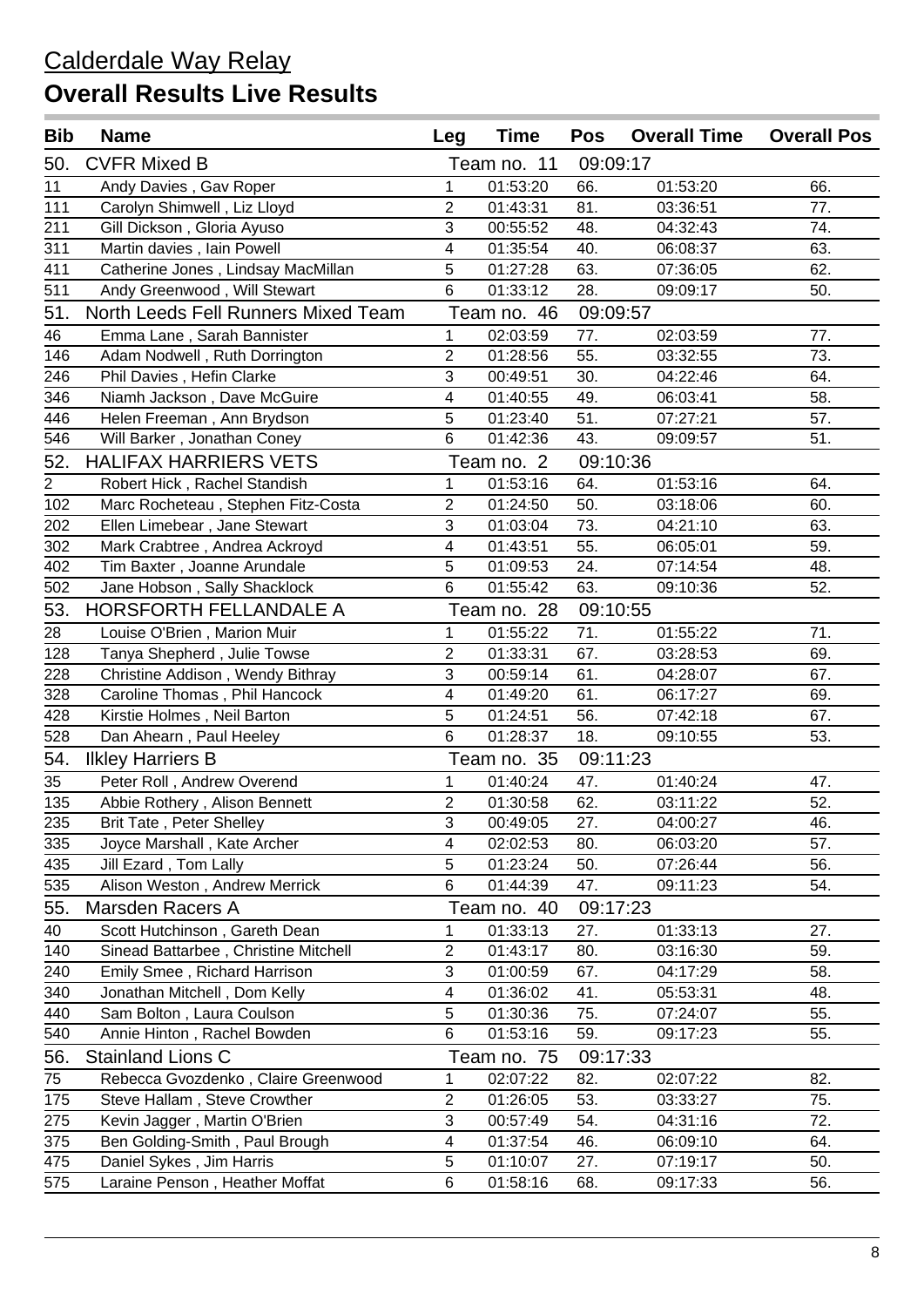## Calderdale Way Relay

# Overall Results Live Results

| Bib | Name | Leg | Time | Pos | Overall Time | Overall Pos |
|---|---|---|---|---|---|---|
| 50. | CVFR Mixed B | | Team no. 11 | 09:09:17 | | |
| 11 | Andy Davies , Gav Roper | 1 | 01:53:20 | 66. | 01:53:20 | 66. |
| 111 | Carolyn Shimwell , Liz Lloyd | 2 | 01:43:31 | 81. | 03:36:51 | 77. |
| 211 | Gill Dickson , Gloria Ayuso | 3 | 00:55:52 | 48. | 04:32:43 | 74. |
| 311 | Martin davies , Iain Powell | 4 | 01:35:54 | 40. | 06:08:37 | 63. |
| 411 | Catherine Jones , Lindsay MacMillan | 5 | 01:27:28 | 63. | 07:36:05 | 62. |
| 511 | Andy Greenwood , Will Stewart | 6 | 01:33:12 | 28. | 09:09:17 | 50. |
| 51. | North Leeds Fell Runners Mixed Team | | Team no. 46 | 09:09:57 | | |
| 46 | Emma Lane , Sarah Bannister | 1 | 02:03:59 | 77. | 02:03:59 | 77. |
| 146 | Adam Nodwell , Ruth Dorrington | 2 | 01:28:56 | 55. | 03:32:55 | 73. |
| 246 | Phil Davies , Hefin Clarke | 3 | 00:49:51 | 30. | 04:22:46 | 64. |
| 346 | Niamh Jackson , Dave McGuire | 4 | 01:40:55 | 49. | 06:03:41 | 58. |
| 446 | Helen Freeman , Ann Brydson | 5 | 01:23:40 | 51. | 07:27:21 | 57. |
| 546 | Will Barker , Jonathan Coney | 6 | 01:42:36 | 43. | 09:09:57 | 51. |
| 52. | HALIFAX HARRIERS VETS | | Team no. 2 | 09:10:36 | | |
| 2 | Robert Hick , Rachel Standish | 1 | 01:53:16 | 64. | 01:53:16 | 64. |
| 102 | Marc Rocheteau , Stephen Fitz-Costa | 2 | 01:24:50 | 50. | 03:18:06 | 60. |
| 202 | Ellen Limebear , Jane Stewart | 3 | 01:03:04 | 73. | 04:21:10 | 63. |
| 302 | Mark Crabtree , Andrea Ackroyd | 4 | 01:43:51 | 55. | 06:05:01 | 59. |
| 402 | Tim Baxter , Joanne Arundale | 5 | 01:09:53 | 24. | 07:14:54 | 48. |
| 502 | Jane Hobson , Sally Shacklock | 6 | 01:55:42 | 63. | 09:10:36 | 52. |
| 53. | HORSFORTH FELLANDALE A | | Team no. 28 | 09:10:55 | | |
| 28 | Louise O'Brien , Marion Muir | 1 | 01:55:22 | 71. | 01:55:22 | 71. |
| 128 | Tanya Shepherd , Julie Towse | 2 | 01:33:31 | 67. | 03:28:53 | 69. |
| 228 | Christine Addison , Wendy Bithray | 3 | 00:59:14 | 61. | 04:28:07 | 67. |
| 328 | Caroline Thomas , Phil Hancock | 4 | 01:49:20 | 61. | 06:17:27 | 69. |
| 428 | Kirstie Holmes , Neil Barton | 5 | 01:24:51 | 56. | 07:42:18 | 67. |
| 528 | Dan Ahearn , Paul Heeley | 6 | 01:28:37 | 18. | 09:10:55 | 53. |
| 54. | Ilkley Harriers B | | Team no. 35 | 09:11:23 | | |
| 35 | Peter Roll , Andrew Overend | 1 | 01:40:24 | 47. | 01:40:24 | 47. |
| 135 | Abbie Rothery , Alison Bennett | 2 | 01:30:58 | 62. | 03:11:22 | 52. |
| 235 | Brit Tate , Peter Shelley | 3 | 00:49:05 | 27. | 04:00:27 | 46. |
| 335 | Joyce Marshall , Kate Archer | 4 | 02:02:53 | 80. | 06:03:20 | 57. |
| 435 | Jill Ezard , Tom Lally | 5 | 01:23:24 | 50. | 07:26:44 | 56. |
| 535 | Alison Weston , Andrew Merrick | 6 | 01:44:39 | 47. | 09:11:23 | 54. |
| 55. | Marsden Racers A | | Team no. 40 | 09:17:23 | | |
| 40 | Scott Hutchinson , Gareth Dean | 1 | 01:33:13 | 27. | 01:33:13 | 27. |
| 140 | Sinead Battarbee , Christine Mitchell | 2 | 01:43:17 | 80. | 03:16:30 | 59. |
| 240 | Emily Smee , Richard Harrison | 3 | 01:00:59 | 67. | 04:17:29 | 58. |
| 340 | Jonathan Mitchell , Dom Kelly | 4 | 01:36:02 | 41. | 05:53:31 | 48. |
| 440 | Sam Bolton , Laura Coulson | 5 | 01:30:36 | 75. | 07:24:07 | 55. |
| 540 | Annie Hinton , Rachel Bowden | 6 | 01:53:16 | 59. | 09:17:23 | 55. |
| 56. | Stainland Lions C | | Team no. 75 | 09:17:33 | | |
| 75 | Rebecca Gvozdenko , Claire Greenwood | 1 | 02:07:22 | 82. | 02:07:22 | 82. |
| 175 | Steve Hallam , Steve Crowther | 2 | 01:26:05 | 53. | 03:33:27 | 75. |
| 275 | Kevin Jagger , Martin O'Brien | 3 | 00:57:49 | 54. | 04:31:16 | 72. |
| 375 | Ben Golding-Smith , Paul Brough | 4 | 01:37:54 | 46. | 06:09:10 | 64. |
| 475 | Daniel Sykes , Jim Harris | 5 | 01:10:07 | 27. | 07:19:17 | 50. |
| 575 | Laraine Penson , Heather Moffat | 6 | 01:58:16 | 68. | 09:17:33 | 56. |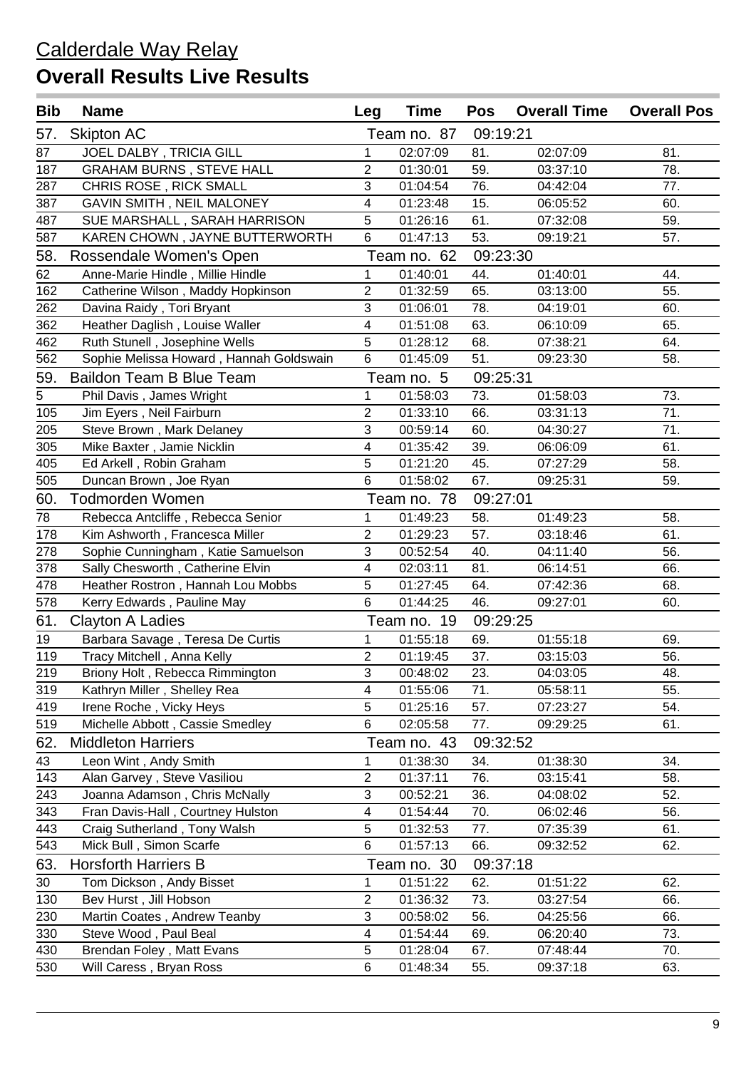## Calderdale Way Relay

# Overall Results Live Results

| Bib | Name | Leg | Time | Pos | Overall Time | Overall Pos |
|---|---|---|---|---|---|---|
| 57. | Skipton AC | | Team no. 87 | 09:19:21 | | |
| 87 | JOEL DALBY , TRICIA GILL | 1 | 02:07:09 | 81. | 02:07:09 | 81. |
| 187 | GRAHAM BURNS , STEVE HALL | 2 | 01:30:01 | 59. | 03:37:10 | 78. |
| 287 | CHRIS ROSE , RICK SMALL | 3 | 01:04:54 | 76. | 04:42:04 | 77. |
| 387 | GAVIN SMITH , NEIL MALONEY | 4 | 01:23:48 | 15. | 06:05:52 | 60. |
| 487 | SUE MARSHALL , SARAH HARRISON | 5 | 01:26:16 | 61. | 07:32:08 | 59. |
| 587 | KAREN CHOWN , JAYNE BUTTERWORTH | 6 | 01:47:13 | 53. | 09:19:21 | 57. |
| 58. | Rossendale Women's Open | | Team no. 62 | 09:23:30 | | |
| 62 | Anne-Marie Hindle , Millie Hindle | 1 | 01:40:01 | 44. | 01:40:01 | 44. |
| 162 | Catherine Wilson , Maddy Hopkinson | 2 | 01:32:59 | 65. | 03:13:00 | 55. |
| 262 | Davina Raidy , Tori Bryant | 3 | 01:06:01 | 78. | 04:19:01 | 60. |
| 362 | Heather Daglish , Louise Waller | 4 | 01:51:08 | 63. | 06:10:09 | 65. |
| 462 | Ruth Stunell , Josephine Wells | 5 | 01:28:12 | 68. | 07:38:21 | 64. |
| 562 | Sophie Melissa Howard , Hannah Goldswain | 6 | 01:45:09 | 51. | 09:23:30 | 58. |
| 59. | Baildon Team B Blue Team | | Team no. 5 | 09:25:31 | | |
| 5 | Phil Davis , James Wright | 1 | 01:58:03 | 73. | 01:58:03 | 73. |
| 105 | Jim Eyers , Neil Fairburn | 2 | 01:33:10 | 66. | 03:31:13 | 71. |
| 205 | Steve Brown , Mark Delaney | 3 | 00:59:14 | 60. | 04:30:27 | 71. |
| 305 | Mike Baxter , Jamie Nicklin | 4 | 01:35:42 | 39. | 06:06:09 | 61. |
| 405 | Ed Arkell , Robin Graham | 5 | 01:21:20 | 45. | 07:27:29 | 58. |
| 505 | Duncan Brown , Joe Ryan | 6 | 01:58:02 | 67. | 09:25:31 | 59. |
| 60. | Todmorden Women | | Team no. 78 | 09:27:01 | | |
| 78 | Rebecca Antcliffe , Rebecca Senior | 1 | 01:49:23 | 58. | 01:49:23 | 58. |
| 178 | Kim Ashworth , Francesca Miller | 2 | 01:29:23 | 57. | 03:18:46 | 61. |
| 278 | Sophie Cunningham , Katie Samuelson | 3 | 00:52:54 | 40. | 04:11:40 | 56. |
| 378 | Sally Chesworth , Catherine Elvin | 4 | 02:03:11 | 81. | 06:14:51 | 66. |
| 478 | Heather Rostron , Hannah Lou Mobbs | 5 | 01:27:45 | 64. | 07:42:36 | 68. |
| 578 | Kerry Edwards , Pauline May | 6 | 01:44:25 | 46. | 09:27:01 | 60. |
| 61. | Clayton A Ladies | | Team no. 19 | 09:29:25 | | |
| 19 | Barbara Savage , Teresa De Curtis | 1 | 01:55:18 | 69. | 01:55:18 | 69. |
| 119 | Tracy Mitchell , Anna Kelly | 2 | 01:19:45 | 37. | 03:15:03 | 56. |
| 219 | Briony Holt , Rebecca Rimmington | 3 | 00:48:02 | 23. | 04:03:05 | 48. |
| 319 | Kathryn Miller , Shelley Rea | 4 | 01:55:06 | 71. | 05:58:11 | 55. |
| 419 | Irene Roche , Vicky Heys | 5 | 01:25:16 | 57. | 07:23:27 | 54. |
| 519 | Michelle Abbott , Cassie Smedley | 6 | 02:05:58 | 77. | 09:29:25 | 61. |
| 62. | Middleton Harriers | | Team no. 43 | 09:32:52 | | |
| 43 | Leon Wint , Andy Smith | 1 | 01:38:30 | 34. | 01:38:30 | 34. |
| 143 | Alan Garvey , Steve Vasiliou | 2 | 01:37:11 | 76. | 03:15:41 | 58. |
| 243 | Joanna Adamson , Chris McNally | 3 | 00:52:21 | 36. | 04:08:02 | 52. |
| 343 | Fran Davis-Hall , Courtney Hulston | 4 | 01:54:44 | 70. | 06:02:46 | 56. |
| 443 | Craig Sutherland , Tony Walsh | 5 | 01:32:53 | 77. | 07:35:39 | 61. |
| 543 | Mick Bull , Simon Scarfe | 6 | 01:57:13 | 66. | 09:32:52 | 62. |
| 63. | Horsforth Harriers B | | Team no. 30 | 09:37:18 | | |
| 30 | Tom Dickson , Andy Bisset | 1 | 01:51:22 | 62. | 01:51:22 | 62. |
| 130 | Bev Hurst , Jill Hobson | 2 | 01:36:32 | 73. | 03:27:54 | 66. |
| 230 | Martin Coates , Andrew Teanby | 3 | 00:58:02 | 56. | 04:25:56 | 66. |
| 330 | Steve Wood , Paul Beal | 4 | 01:54:44 | 69. | 06:20:40 | 73. |
| 430 | Brendan Foley , Matt Evans | 5 | 01:28:04 | 67. | 07:48:44 | 70. |
| 530 | Will Caress , Bryan Ross | 6 | 01:48:34 | 55. | 09:37:18 | 63. |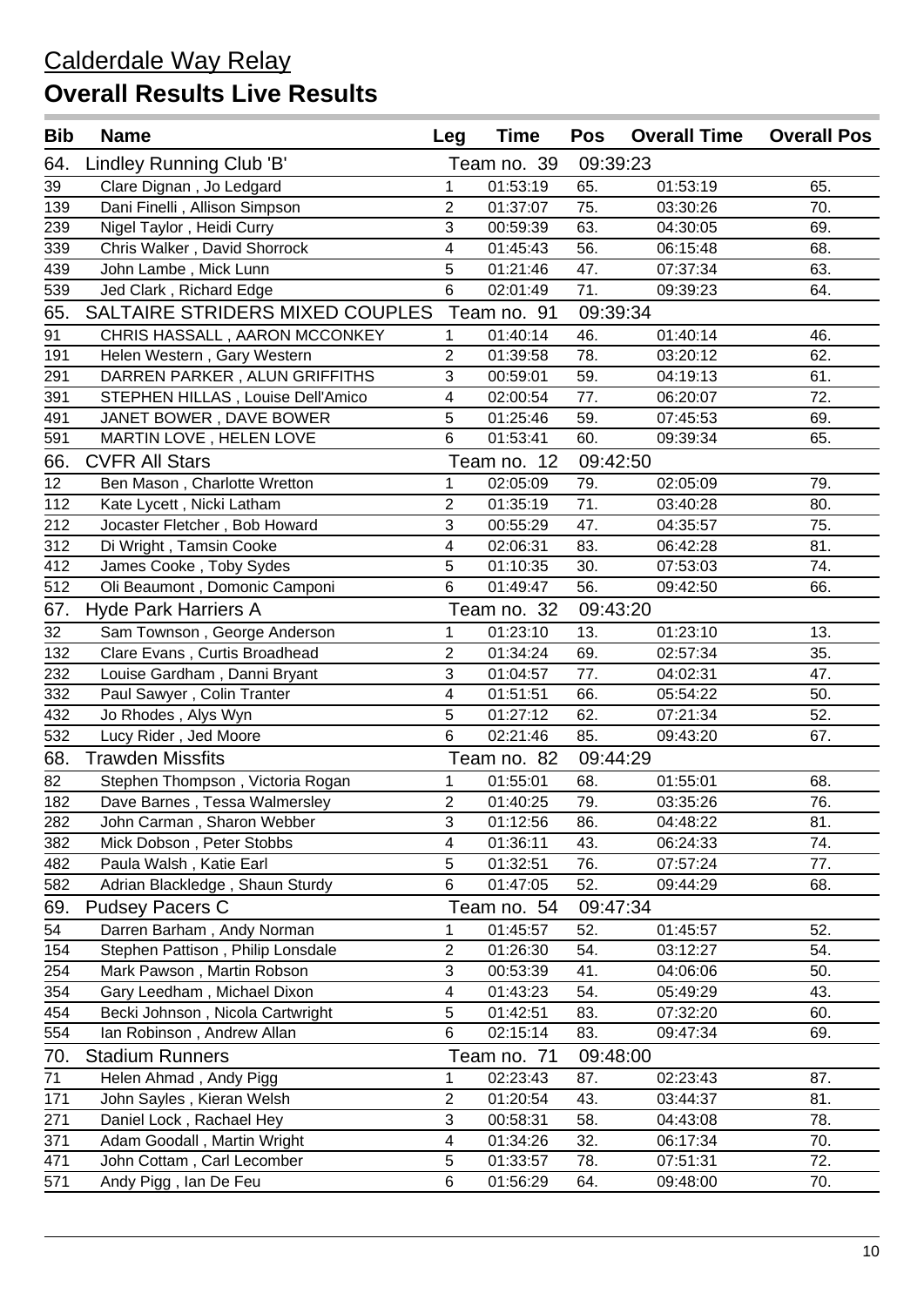## Calderdale Way Relay

# Overall Results Live Results

| Bib | Name | Leg | Time | Pos | Overall Time | Overall Pos |
|---|---|---|---|---|---|---|
| 64. | Lindley Running Club 'B' | | Team no. 39 | 09:39:23 | | |
| 39 | Clare Dignan , Jo Ledgard | 1 | 01:53:19 | 65. | 01:53:19 | 65. |
| 139 | Dani Finelli , Allison Simpson | 2 | 01:37:07 | 75. | 03:30:26 | 70. |
| 239 | Nigel Taylor , Heidi Curry | 3 | 00:59:39 | 63. | 04:30:05 | 69. |
| 339 | Chris Walker , David Shorrock | 4 | 01:45:43 | 56. | 06:15:48 | 68. |
| 439 | John Lambe , Mick Lunn | 5 | 01:21:46 | 47. | 07:37:34 | 63. |
| 539 | Jed Clark , Richard Edge | 6 | 02:01:49 | 71. | 09:39:23 | 64. |
| 65. | SALTAIRE STRIDERS MIXED COUPLES | | Team no. 91 | 09:39:34 | | |
| 91 | CHRIS HASSALL , AARON MCCONKEY | 1 | 01:40:14 | 46. | 01:40:14 | 46. |
| 191 | Helen Western , Gary Western | 2 | 01:39:58 | 78. | 03:20:12 | 62. |
| 291 | DARREN PARKER , ALUN GRIFFITHS | 3 | 00:59:01 | 59. | 04:19:13 | 61. |
| 391 | STEPHEN HILLAS , Louise Dell'Amico | 4 | 02:00:54 | 77. | 06:20:07 | 72. |
| 491 | JANET BOWER , DAVE BOWER | 5 | 01:25:46 | 59. | 07:45:53 | 69. |
| 591 | MARTIN LOVE , HELEN LOVE | 6 | 01:53:41 | 60. | 09:39:34 | 65. |
| 66. | CVFR All Stars | | Team no. 12 | 09:42:50 | | |
| 12 | Ben Mason , Charlotte Wretton | 1 | 02:05:09 | 79. | 02:05:09 | 79. |
| 112 | Kate Lycett , Nicki Latham | 2 | 01:35:19 | 71. | 03:40:28 | 80. |
| 212 | Jocaster Fletcher , Bob Howard | 3 | 00:55:29 | 47. | 04:35:57 | 75. |
| 312 | Di Wright , Tamsin Cooke | 4 | 02:06:31 | 83. | 06:42:28 | 81. |
| 412 | James Cooke , Toby Sydes | 5 | 01:10:35 | 30. | 07:53:03 | 74. |
| 512 | Oli Beaumont , Domonic Camponi | 6 | 01:49:47 | 56. | 09:42:50 | 66. |
| 67. | Hyde Park Harriers A | | Team no. 32 | 09:43:20 | | |
| 32 | Sam Townson , George Anderson | 1 | 01:23:10 | 13. | 01:23:10 | 13. |
| 132 | Clare Evans , Curtis Broadhead | 2 | 01:34:24 | 69. | 02:57:34 | 35. |
| 232 | Louise Gardham , Danni Bryant | 3 | 01:04:57 | 77. | 04:02:31 | 47. |
| 332 | Paul Sawyer , Colin Tranter | 4 | 01:51:51 | 66. | 05:54:22 | 50. |
| 432 | Jo Rhodes , Alys Wyn | 5 | 01:27:12 | 62. | 07:21:34 | 52. |
| 532 | Lucy Rider , Jed Moore | 6 | 02:21:46 | 85. | 09:43:20 | 67. |
| 68. | Trawden Missfits | | Team no. 82 | 09:44:29 | | |
| 82 | Stephen Thompson , Victoria Rogan | 1 | 01:55:01 | 68. | 01:55:01 | 68. |
| 182 | Dave Barnes , Tessa Walmersley | 2 | 01:40:25 | 79. | 03:35:26 | 76. |
| 282 | John Carman , Sharon Webber | 3 | 01:12:56 | 86. | 04:48:22 | 81. |
| 382 | Mick Dobson , Peter Stobbs | 4 | 01:36:11 | 43. | 06:24:33 | 74. |
| 482 | Paula Walsh , Katie Earl | 5 | 01:32:51 | 76. | 07:57:24 | 77. |
| 582 | Adrian Blackledge , Shaun Sturdy | 6 | 01:47:05 | 52. | 09:44:29 | 68. |
| 69. | Pudsey Pacers C | | Team no. 54 | 09:47:34 | | |
| 54 | Darren Barham , Andy Norman | 1 | 01:45:57 | 52. | 01:45:57 | 52. |
| 154 | Stephen Pattison , Philip Lonsdale | 2 | 01:26:30 | 54. | 03:12:27 | 54. |
| 254 | Mark Pawson , Martin Robson | 3 | 00:53:39 | 41. | 04:06:06 | 50. |
| 354 | Gary Leedham , Michael Dixon | 4 | 01:43:23 | 54. | 05:49:29 | 43. |
| 454 | Becki Johnson , Nicola Cartwright | 5 | 01:42:51 | 83. | 07:32:20 | 60. |
| 554 | Ian Robinson , Andrew Allan | 6 | 02:15:14 | 83. | 09:47:34 | 69. |
| 70. | Stadium Runners | | Team no. 71 | 09:48:00 | | |
| 71 | Helen Ahmad , Andy Pigg | 1 | 02:23:43 | 87. | 02:23:43 | 87. |
| 171 | John Sayles , Kieran Welsh | 2 | 01:20:54 | 43. | 03:44:37 | 81. |
| 271 | Daniel Lock , Rachael Hey | 3 | 00:58:31 | 58. | 04:43:08 | 78. |
| 371 | Adam Goodall , Martin Wright | 4 | 01:34:26 | 32. | 06:17:34 | 70. |
| 471 | John Cottam , Carl Lecomber | 5 | 01:33:57 | 78. | 07:51:31 | 72. |
| 571 | Andy Pigg , Ian De Feu | 6 | 01:56:29 | 64. | 09:48:00 | 70. |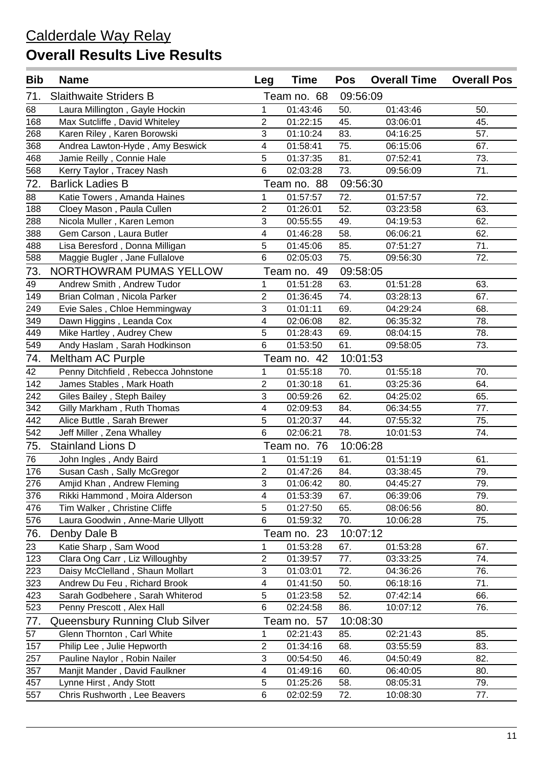# Calderdale Way Relay

## Overall Results Live Results

| Bib | Name | Leg | Time | Pos | Overall Time | Overall Pos |
|---|---|---|---|---|---|---|
| 71. | Slaithwaite Striders B | | Team no. 68 | 09:56:09 | | |
| 68 | Laura Millington , Gayle Hockin | 1 | 01:43:46 | 50. | 01:43:46 | 50. |
| 168 | Max Sutcliffe , David Whiteley | 2 | 01:22:15 | 45. | 03:06:01 | 45. |
| 268 | Karen Riley , Karen Borowski | 3 | 01:10:24 | 83. | 04:16:25 | 57. |
| 368 | Andrea Lawton-Hyde , Amy Beswick | 4 | 01:58:41 | 75. | 06:15:06 | 67. |
| 468 | Jamie Reilly , Connie Hale | 5 | 01:37:35 | 81. | 07:52:41 | 73. |
| 568 | Kerry Taylor , Tracey Nash | 6 | 02:03:28 | 73. | 09:56:09 | 71. |
| 72. | Barlick Ladies B | | Team no. 88 | 09:56:30 | | |
| 88 | Katie Towers , Amanda Haines | 1 | 01:57:57 | 72. | 01:57:57 | 72. |
| 188 | Cloey Mason , Paula Cullen | 2 | 01:26:01 | 52. | 03:23:58 | 63. |
| 288 | Nicola Muller , Karen Lemon | 3 | 00:55:55 | 49. | 04:19:53 | 62. |
| 388 | Gem Carson , Laura Butler | 4 | 01:46:28 | 58. | 06:06:21 | 62. |
| 488 | Lisa Beresford , Donna Milligan | 5 | 01:45:06 | 85. | 07:51:27 | 71. |
| 588 | Maggie Bugler , Jane Fullalove | 6 | 02:05:03 | 75. | 09:56:30 | 72. |
| 73. | NORTHOWRAM PUMAS YELLOW | | Team no. 49 | 09:58:05 | | |
| 49 | Andrew Smith , Andrew Tudor | 1 | 01:51:28 | 63. | 01:51:28 | 63. |
| 149 | Brian Colman , Nicola Parker | 2 | 01:36:45 | 74. | 03:28:13 | 67. |
| 249 | Evie Sales , Chloe Hemmingway | 3 | 01:01:11 | 69. | 04:29:24 | 68. |
| 349 | Dawn Higgins , Leanda Cox | 4 | 02:06:08 | 82. | 06:35:32 | 78. |
| 449 | Mike Hartley , Audrey Chew | 5 | 01:28:43 | 69. | 08:04:15 | 78. |
| 549 | Andy Haslam , Sarah Hodkinson | 6 | 01:53:50 | 61. | 09:58:05 | 73. |
| 74. | Meltham AC Purple | | Team no. 42 | 10:01:53 | | |
| 42 | Penny Ditchfield , Rebecca Johnstone | 1 | 01:55:18 | 70. | 01:55:18 | 70. |
| 142 | James Stables , Mark Hoath | 2 | 01:30:18 | 61. | 03:25:36 | 64. |
| 242 | Giles Bailey , Steph Bailey | 3 | 00:59:26 | 62. | 04:25:02 | 65. |
| 342 | Gilly Markham , Ruth Thomas | 4 | 02:09:53 | 84. | 06:34:55 | 77. |
| 442 | Alice Buttle , Sarah Brewer | 5 | 01:20:37 | 44. | 07:55:32 | 75. |
| 542 | Jeff Miller , Zena Whalley | 6 | 02:06:21 | 78. | 10:01:53 | 74. |
| 75. | Stainland Lions D | | Team no. 76 | 10:06:28 | | |
| 76 | John Ingles , Andy Baird | 1 | 01:51:19 | 61. | 01:51:19 | 61. |
| 176 | Susan Cash , Sally McGregor | 2 | 01:47:26 | 84. | 03:38:45 | 79. |
| 276 | Amjid Khan , Andrew Fleming | 3 | 01:06:42 | 80. | 04:45:27 | 79. |
| 376 | Rikki Hammond , Moira Alderson | 4 | 01:53:39 | 67. | 06:39:06 | 79. |
| 476 | Tim Walker , Christine Cliffe | 5 | 01:27:50 | 65. | 08:06:56 | 80. |
| 576 | Laura Goodwin , Anne-Marie Ullyott | 6 | 01:59:32 | 70. | 10:06:28 | 75. |
| 76. | Denby Dale B | | Team no. 23 | 10:07:12 | | |
| 23 | Katie Sharp , Sam Wood | 1 | 01:53:28 | 67. | 01:53:28 | 67. |
| 123 | Clara Ong Carr , Liz Willoughby | 2 | 01:39:57 | 77. | 03:33:25 | 74. |
| 223 | Daisy McClelland , Shaun Mollart | 3 | 01:03:01 | 72. | 04:36:26 | 76. |
| 323 | Andrew Du Feu , Richard Brook | 4 | 01:41:50 | 50. | 06:18:16 | 71. |
| 423 | Sarah Godbehere , Sarah Whiterod | 5 | 01:23:58 | 52. | 07:42:14 | 66. |
| 523 | Penny Prescott , Alex Hall | 6 | 02:24:58 | 86. | 10:07:12 | 76. |
| 77. | Queensbury Running Club Silver | | Team no. 57 | 10:08:30 | | |
| 57 | Glenn Thornton , Carl White | 1 | 02:21:43 | 85. | 02:21:43 | 85. |
| 157 | Philip Lee , Julie Hepworth | 2 | 01:34:16 | 68. | 03:55:59 | 83. |
| 257 | Pauline Naylor , Robin Nailer | 3 | 00:54:50 | 46. | 04:50:49 | 82. |
| 357 | Manjit Mander , David Faulkner | 4 | 01:49:16 | 60. | 06:40:05 | 80. |
| 457 | Lynne Hirst , Andy Stott | 5 | 01:25:26 | 58. | 08:05:31 | 79. |
| 557 | Chris Rushworth , Lee Beavers | 6 | 02:02:59 | 72. | 10:08:30 | 77. |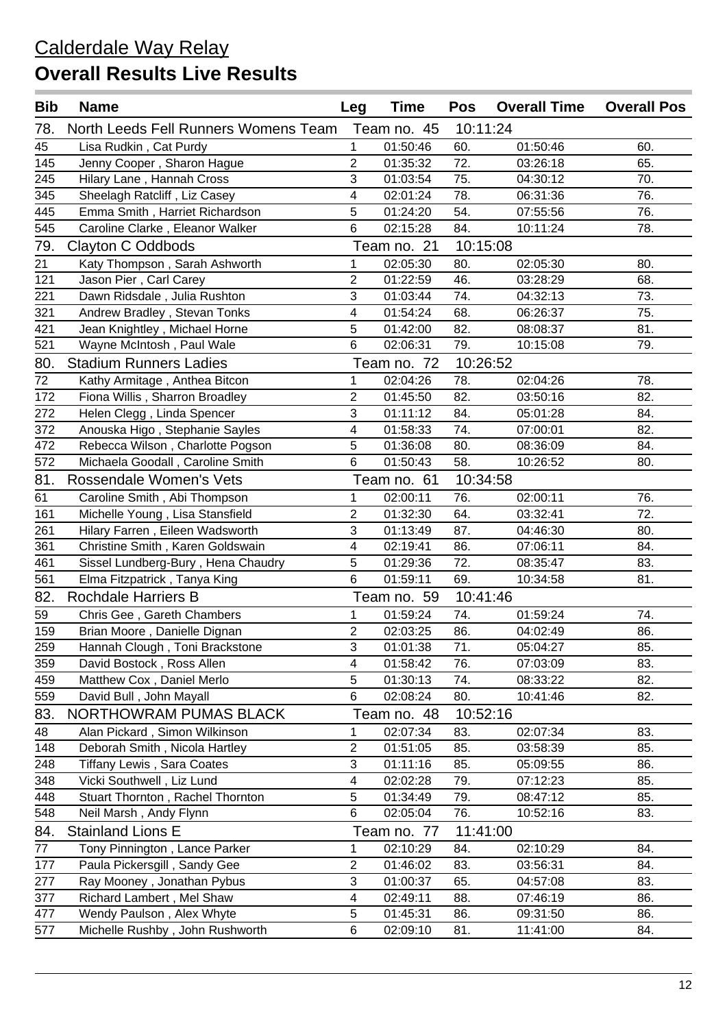## Calderdale Way Relay

# Overall Results Live Results

| Bib | Name | Leg | Time | Pos | Overall Time | Overall Pos |
|---|---|---|---|---|---|---|
| 78. | North Leeds Fell Runners Womens Team | Team no. 45 | | 10:11:24 | | |
| 45 | Lisa Rudkin , Cat Purdy | 1 | 01:50:46 | 60. | 01:50:46 | 60. |
| 145 | Jenny Cooper , Sharon Hague | 2 | 01:35:32 | 72. | 03:26:18 | 65. |
| 245 | Hilary Lane , Hannah Cross | 3 | 01:03:54 | 75. | 04:30:12 | 70. |
| 345 | Sheelagh Ratcliff , Liz Casey | 4 | 02:01:24 | 78. | 06:31:36 | 76. |
| 445 | Emma Smith , Harriet Richardson | 5 | 01:24:20 | 54. | 07:55:56 | 76. |
| 545 | Caroline Clarke , Eleanor Walker | 6 | 02:15:28 | 84. | 10:11:24 | 78. |
| 79. | Clayton C Oddbods | Team no. 21 | | 10:15:08 | | |
| 21 | Katy Thompson , Sarah Ashworth | 1 | 02:05:30 | 80. | 02:05:30 | 80. |
| 121 | Jason Pier , Carl Carey | 2 | 01:22:59 | 46. | 03:28:29 | 68. |
| 221 | Dawn Ridsdale , Julia Rushton | 3 | 01:03:44 | 74. | 04:32:13 | 73. |
| 321 | Andrew Bradley , Stevan Tonks | 4 | 01:54:24 | 68. | 06:26:37 | 75. |
| 421 | Jean Knightley , Michael Horne | 5 | 01:42:00 | 82. | 08:08:37 | 81. |
| 521 | Wayne McIntosh , Paul Wale | 6 | 02:06:31 | 79. | 10:15:08 | 79. |
| 80. | Stadium Runners Ladies | Team no. 72 | | 10:26:52 | | |
| 72 | Kathy Armitage , Anthea Bitcon | 1 | 02:04:26 | 78. | 02:04:26 | 78. |
| 172 | Fiona Willis , Sharron Broadley | 2 | 01:45:50 | 82. | 03:50:16 | 82. |
| 272 | Helen Clegg , Linda Spencer | 3 | 01:11:12 | 84. | 05:01:28 | 84. |
| 372 | Anouska Higo , Stephanie Sayles | 4 | 01:58:33 | 74. | 07:00:01 | 82. |
| 472 | Rebecca Wilson , Charlotte Pogson | 5 | 01:36:08 | 80. | 08:36:09 | 84. |
| 572 | Michaela Goodall , Caroline Smith | 6 | 01:50:43 | 58. | 10:26:52 | 80. |
| 81. | Rossendale Women's Vets | Team no. 61 | | 10:34:58 | | |
| 61 | Caroline Smith , Abi Thompson | 1 | 02:00:11 | 76. | 02:00:11 | 76. |
| 161 | Michelle Young , Lisa Stansfield | 2 | 01:32:30 | 64. | 03:32:41 | 72. |
| 261 | Hilary Farren , Eileen Wadsworth | 3 | 01:13:49 | 87. | 04:46:30 | 80. |
| 361 | Christine Smith , Karen Goldswain | 4 | 02:19:41 | 86. | 07:06:11 | 84. |
| 461 | Sissel Lundberg-Bury , Hena Chaudry | 5 | 01:29:36 | 72. | 08:35:47 | 83. |
| 561 | Elma Fitzpatrick , Tanya King | 6 | 01:59:11 | 69. | 10:34:58 | 81. |
| 82. | Rochdale Harriers B | Team no. 59 | | 10:41:46 | | |
| 59 | Chris Gee , Gareth Chambers | 1 | 01:59:24 | 74. | 01:59:24 | 74. |
| 159 | Brian Moore , Danielle Dignan | 2 | 02:03:25 | 86. | 04:02:49 | 86. |
| 259 | Hannah Clough , Toni Brackstone | 3 | 01:01:38 | 71. | 05:04:27 | 85. |
| 359 | David Bostock , Ross Allen | 4 | 01:58:42 | 76. | 07:03:09 | 83. |
| 459 | Matthew Cox , Daniel Merlo | 5 | 01:30:13 | 74. | 08:33:22 | 82. |
| 559 | David Bull , John Mayall | 6 | 02:08:24 | 80. | 10:41:46 | 82. |
| 83. | NORTHOWRAM PUMAS BLACK | Team no. 48 | | 10:52:16 | | |
| 48 | Alan Pickard , Simon Wilkinson | 1 | 02:07:34 | 83. | 02:07:34 | 83. |
| 148 | Deborah Smith , Nicola Hartley | 2 | 01:51:05 | 85. | 03:58:39 | 85. |
| 248 | Tiffany Lewis , Sara Coates | 3 | 01:11:16 | 85. | 05:09:55 | 86. |
| 348 | Vicki Southwell , Liz Lund | 4 | 02:02:28 | 79. | 07:12:23 | 85. |
| 448 | Stuart Thornton , Rachel Thornton | 5 | 01:34:49 | 79. | 08:47:12 | 85. |
| 548 | Neil Marsh , Andy Flynn | 6 | 02:05:04 | 76. | 10:52:16 | 83. |
| 84. | Stainland Lions E | Team no. 77 | | 11:41:00 | | |
| 77 | Tony Pinnington , Lance Parker | 1 | 02:10:29 | 84. | 02:10:29 | 84. |
| 177 | Paula Pickersgill , Sandy Gee | 2 | 01:46:02 | 83. | 03:56:31 | 84. |
| 277 | Ray Mooney , Jonathan Pybus | 3 | 01:00:37 | 65. | 04:57:08 | 83. |
| 377 | Richard Lambert , Mel Shaw | 4 | 02:49:11 | 88. | 07:46:19 | 86. |
| 477 | Wendy Paulson , Alex Whyte | 5 | 01:45:31 | 86. | 09:31:50 | 86. |
| 577 | Michelle Rushby , John Rushworth | 6 | 02:09:10 | 81. | 11:41:00 | 84. |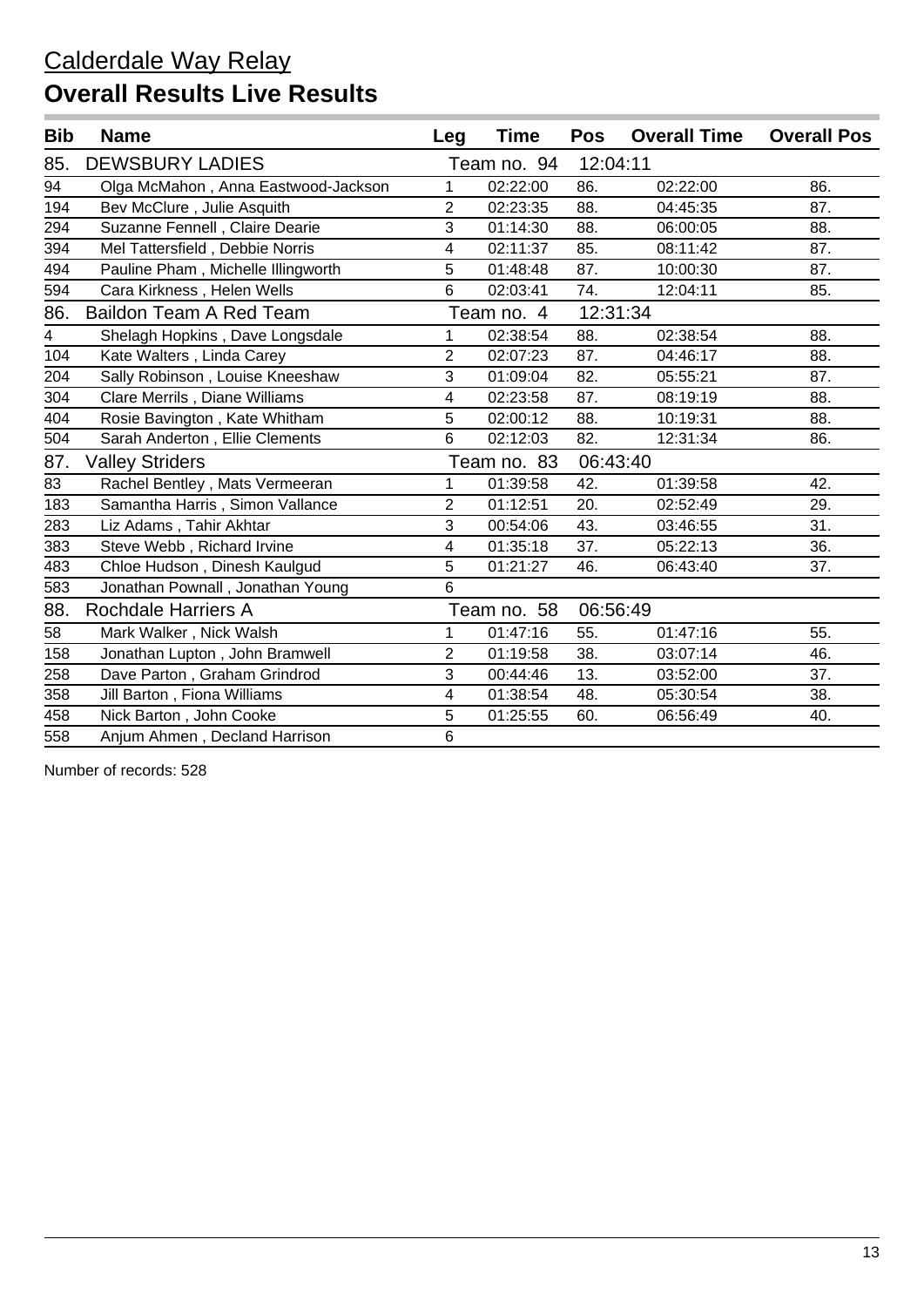# Calderdale Way Relay

## Overall Results Live Results

| Bib | Name | Leg | Time | Pos | Overall Time | Overall Pos |
|---|---|---|---|---|---|---|
| 85. | DEWSBURY LADIES | | Team no. 94 | | 12:04:11 | |
| 94 | Olga McMahon , Anna Eastwood-Jackson | 1 | 02:22:00 | 86. | 02:22:00 | 86. |
| 194 | Bev McClure , Julie Asquith | 2 | 02:23:35 | 88. | 04:45:35 | 87. |
| 294 | Suzanne Fennell , Claire Dearie | 3 | 01:14:30 | 88. | 06:00:05 | 88. |
| 394 | Mel Tattersfield , Debbie Norris | 4 | 02:11:37 | 85. | 08:11:42 | 87. |
| 494 | Pauline Pham , Michelle Illingworth | 5 | 01:48:48 | 87. | 10:00:30 | 87. |
| 594 | Cara Kirkness , Helen Wells | 6 | 02:03:41 | 74. | 12:04:11 | 85. |
| 86. | Baildon Team A Red Team | | Team no. 4 | | 12:31:34 | |
| 4 | Shelagh Hopkins , Dave Longsdale | 1 | 02:38:54 | 88. | 02:38:54 | 88. |
| 104 | Kate Walters , Linda Carey | 2 | 02:07:23 | 87. | 04:46:17 | 88. |
| 204 | Sally Robinson , Louise Kneeshaw | 3 | 01:09:04 | 82. | 05:55:21 | 87. |
| 304 | Clare Merrils , Diane Williams | 4 | 02:23:58 | 87. | 08:19:19 | 88. |
| 404 | Rosie Bavington , Kate Whitham | 5 | 02:00:12 | 88. | 10:19:31 | 88. |
| 504 | Sarah Anderton , Ellie Clements | 6 | 02:12:03 | 82. | 12:31:34 | 86. |
| 87. | Valley Striders | | Team no. 83 | | 06:43:40 | |
| 83 | Rachel Bentley , Mats Vermeeran | 1 | 01:39:58 | 42. | 01:39:58 | 42. |
| 183 | Samantha Harris , Simon Vallance | 2 | 01:12:51 | 20. | 02:52:49 | 29. |
| 283 | Liz Adams , Tahir Akhtar | 3 | 00:54:06 | 43. | 03:46:55 | 31. |
| 383 | Steve Webb , Richard Irvine | 4 | 01:35:18 | 37. | 05:22:13 | 36. |
| 483 | Chloe Hudson , Dinesh Kaulgud | 5 | 01:21:27 | 46. | 06:43:40 | 37. |
| 583 | Jonathan Pownall , Jonathan Young | 6 | | | | |
| 88. | Rochdale Harriers A | | Team no. 58 | | 06:56:49 | |
| 58 | Mark Walker , Nick Walsh | 1 | 01:47:16 | 55. | 01:47:16 | 55. |
| 158 | Jonathan Lupton , John Bramwell | 2 | 01:19:58 | 38. | 03:07:14 | 46. |
| 258 | Dave Parton , Graham Grindrod | 3 | 00:44:46 | 13. | 03:52:00 | 37. |
| 358 | Jill Barton , Fiona Williams | 4 | 01:38:54 | 48. | 05:30:54 | 38. |
| 458 | Nick Barton , John Cooke | 5 | 01:25:55 | 60. | 06:56:49 | 40. |
| 558 | Anjum Ahmen , Decland Harrison | 6 | | | | |

Number of records: 528